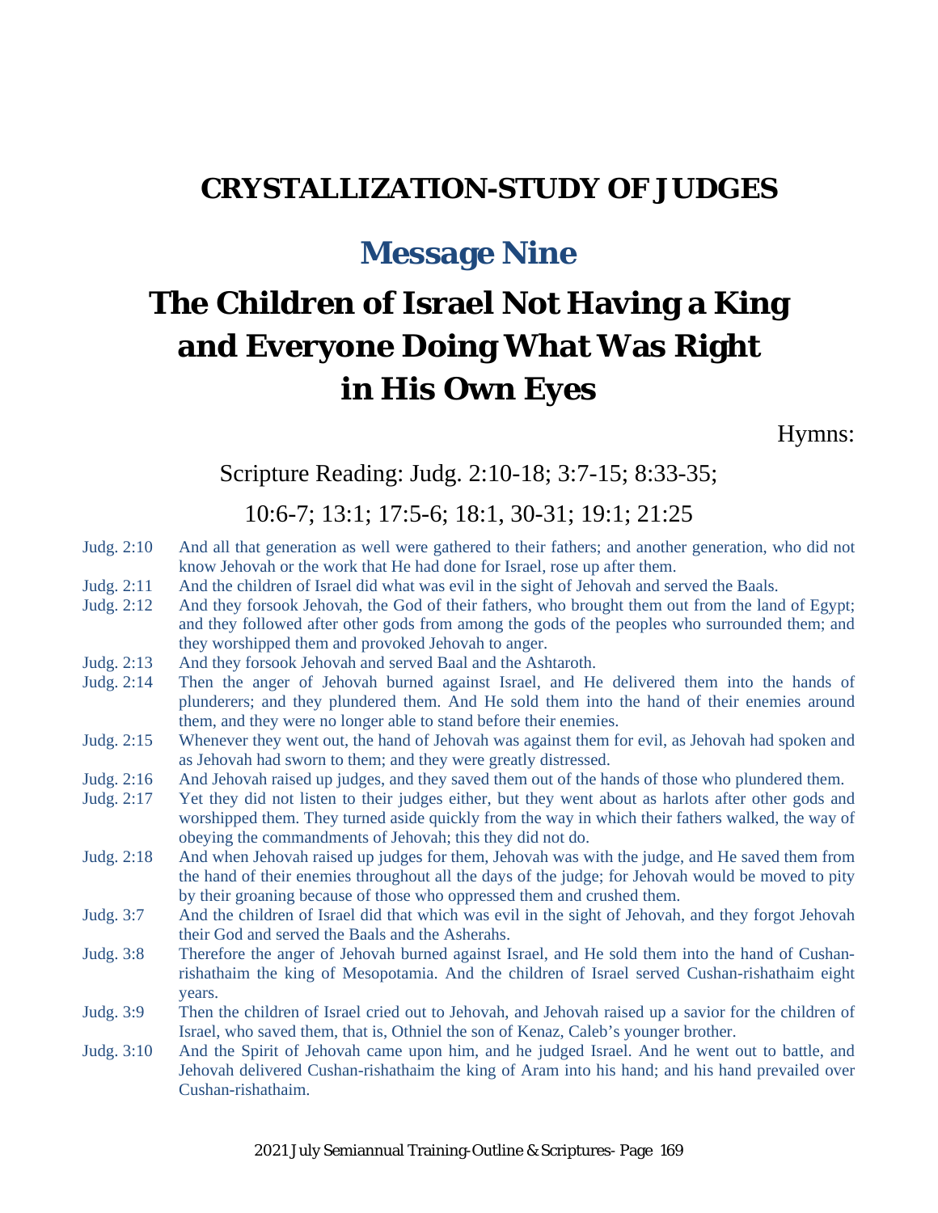# CRYSTALLIZATION-STUDY OF JUDGES

## Message Nine

# The Children of Israel Not Having a King and Everyone Doing What Was Right in His Own Eyes

Hymns:

Scripture Reading: Judg. 2:10-18; 3:7-15; 8:33-35; 10:6-7; 13:1; 17:5-6; 18:1, 30-31; 19:1; 21:25

Judg. 2:10 And all that generation as well were gathered to their fathers; and another generation, who did not know Jehovah or the work that He had done for Israel, rose up after them.

Judg. 2:11 And the children of Israel did what was evil in the sight of Jehovah and served the Baals.

Judg. 2:12 And they forsook Jehovah, the God of their fathers, who brought them out from the land of Egypt; and they followed after other gods from among the gods of the peoples who surrounded them; and they worshipped them and provoked Jehovah to anger.

Judg. 2:13 And they forsook Jehovah and served Baal and the Ashtaroth.

Judg. 2:14 Then the anger of Jehovah burned against Israel, and He delivered them into the hands of plunderers; and they plundered them. And He sold them into the hand of their enemies around them, and they were no longer able to stand before their enemies.

Judg. 2:15 Whenever they went out, the hand of Jehovah was against them for evil, as Jehovah had spoken and as Jehovah had sworn to them; and they were greatly distressed.

Judg. 2:16 And Jehovah raised up judges, and they saved them out of the hands of those who plundered them.

Judg. 2:17 Yet they did not listen to their judges either, but they went about as harlots after other gods and worshipped them. They turned aside quickly from the way in which their fathers walked, the way of obeying the commandments of Jehovah; this they did not do.

Judg. 2:18 And when Jehovah raised up judges for them, Jehovah was with the judge, and He saved them from the hand of their enemies throughout all the days of the judge; for Jehovah would be moved to pity by their groaning because of those who oppressed them and crushed them.

Judg. 3:7 And the children of Israel did that which was evil in the sight of Jehovah, and they forgot Jehovah their God and served the Baals and the Asherahs.

Judg. 3:8 Therefore the anger of Jehovah burned against Israel, and He sold them into the hand of Cushan-rishathaim the king of Mesopotamia. And the children of Israel served Cushan-rishathaim eight years.

Judg. 3:9 Then the children of Israel cried out to Jehovah, and Jehovah raised up a savior for the children of Israel, who saved them, that is, Othniel the son of Kenaz, Caleb's younger brother.

Judg. 3:10 And the Spirit of Jehovah came upon him, and he judged Israel. And he went out to battle, and Jehovah delivered Cushan-rishathaim the king of Aram into his hand; and his hand prevailed over Cushan-rishathaim.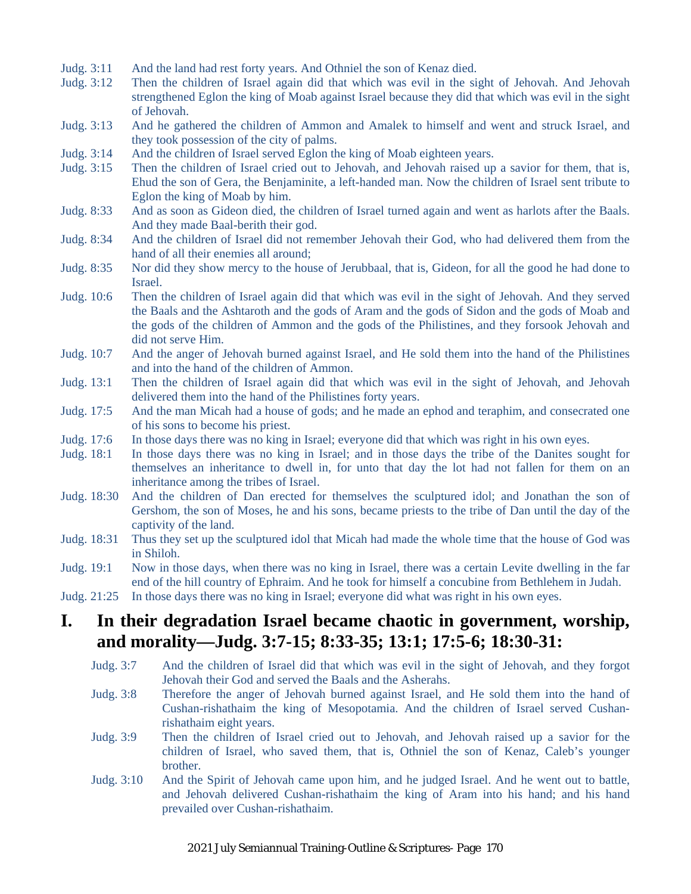Judg. 3:11 And the land had rest forty years. And Othniel the son of Kenaz died.

Judg. 3:12 Then the children of Israel again did that which was evil in the sight of Jehovah. And Jehovah strengthened Eglon the king of Moab against Israel because they did that which was evil in the sight of Jehovah.

Judg. 3:13 And he gathered the children of Ammon and Amalek to himself and went and struck Israel, and they took possession of the city of palms.

Judg. 3:14 And the children of Israel served Eglon the king of Moab eighteen years.

Judg. 3:15 Then the children of Israel cried out to Jehovah, and Jehovah raised up a savior for them, that is, Ehud the son of Gera, the Benjaminite, a left-handed man. Now the children of Israel sent tribute to Eglon the king of Moab by him.

Judg. 8:33 And as soon as Gideon died, the children of Israel turned again and went as harlots after the Baals. And they made Baal-berith their god.

Judg. 8:34 And the children of Israel did not remember Jehovah their God, who had delivered them from the hand of all their enemies all around;

Judg. 8:35 Nor did they show mercy to the house of Jerubbaal, that is, Gideon, for all the good he had done to Israel.

Judg. 10:6 Then the children of Israel again did that which was evil in the sight of Jehovah. And they served the Baals and the Ashtaroth and the gods of Aram and the gods of Sidon and the gods of Moab and the gods of the children of Ammon and the gods of the Philistines, and they forsook Jehovah and did not serve Him.

Judg. 10:7 And the anger of Jehovah burned against Israel, and He sold them into the hand of the Philistines and into the hand of the children of Ammon.

Judg. 13:1 Then the children of Israel again did that which was evil in the sight of Jehovah, and Jehovah delivered them into the hand of the Philistines forty years.

Judg. 17:5 And the man Micah had a house of gods; and he made an ephod and teraphim, and consecrated one of his sons to become his priest.

Judg. 17:6 In those days there was no king in Israel; everyone did that which was right in his own eyes.

Judg. 18:1 In those days there was no king in Israel; and in those days the tribe of the Danites sought for themselves an inheritance to dwell in, for unto that day the lot had not fallen for them on an inheritance among the tribes of Israel.

Judg. 18:30 And the children of Dan erected for themselves the sculptured idol; and Jonathan the son of Gershom, the son of Moses, he and his sons, became priests to the tribe of Dan until the day of the captivity of the land.

Judg. 18:31 Thus they set up the sculptured idol that Micah had made the whole time that the house of God was in Shiloh.

Judg. 19:1 Now in those days, when there was no king in Israel, there was a certain Levite dwelling in the far end of the hill country of Ephraim. And he took for himself a concubine from Bethlehem in Judah.

Judg. 21:25 In those days there was no king in Israel; everyone did what was right in his own eyes.

## I. In their degradation Israel became chaotic in government, worship, and morality—Judg. 3:7-15; 8:33-35; 13:1; 17:5-6; 18:30-31:

Judg. 3:7 And the children of Israel did that which was evil in the sight of Jehovah, and they forgot Jehovah their God and served the Baals and the Asherahs.

Judg. 3:8 Therefore the anger of Jehovah burned against Israel, and He sold them into the hand of Cushan-rishathaim the king of Mesopotamia. And the children of Israel served Cushan-rishathaim eight years.

Judg. 3:9 Then the children of Israel cried out to Jehovah, and Jehovah raised up a savior for the children of Israel, who saved them, that is, Othniel the son of Kenaz, Caleb's younger brother.

Judg. 3:10 And the Spirit of Jehovah came upon him, and he judged Israel. And he went out to battle, and Jehovah delivered Cushan-rishathaim the king of Aram into his hand; and his hand prevailed over Cushan-rishathaim.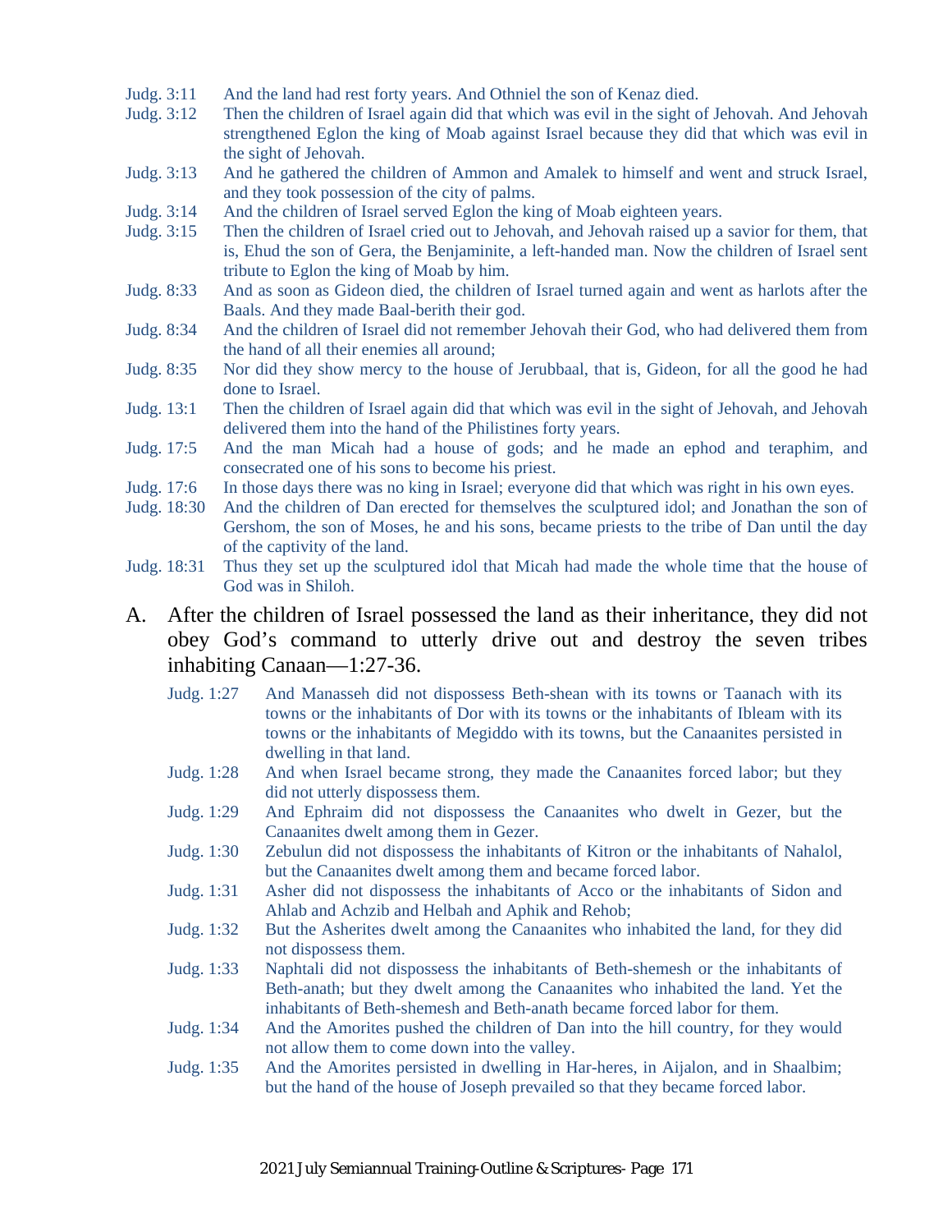Judg. 3:11 And the land had rest forty years. And Othniel the son of Kenaz died.

Judg. 3:12 Then the children of Israel again did that which was evil in the sight of Jehovah. And Jehovah strengthened Eglon the king of Moab against Israel because they did that which was evil in the sight of Jehovah.

Judg. 3:13 And he gathered the children of Ammon and Amalek to himself and went and struck Israel, and they took possession of the city of palms.

Judg. 3:14 And the children of Israel served Eglon the king of Moab eighteen years.

Judg. 3:15 Then the children of Israel cried out to Jehovah, and Jehovah raised up a savior for them, that is, Ehud the son of Gera, the Benjaminite, a left-handed man. Now the children of Israel sent tribute to Eglon the king of Moab by him.

Judg. 8:33 And as soon as Gideon died, the children of Israel turned again and went as harlots after the Baals. And they made Baal-berith their god.

Judg. 8:34 And the children of Israel did not remember Jehovah their God, who had delivered them from the hand of all their enemies all around;

Judg. 8:35 Nor did they show mercy to the house of Jerubbaal, that is, Gideon, for all the good he had done to Israel.

Judg. 13:1 Then the children of Israel again did that which was evil in the sight of Jehovah, and Jehovah delivered them into the hand of the Philistines forty years.

Judg. 17:5 And the man Micah had a house of gods; and he made an ephod and teraphim, and consecrated one of his sons to become his priest.

Judg. 17:6 In those days there was no king in Israel; everyone did that which was right in his own eyes.

Judg. 18:30 And the children of Dan erected for themselves the sculptured idol; and Jonathan the son of Gershom, the son of Moses, he and his sons, became priests to the tribe of Dan until the day of the captivity of the land.

Judg. 18:31 Thus they set up the sculptured idol that Micah had made the whole time that the house of God was in Shiloh.

A. After the children of Israel possessed the land as their inheritance, they did not obey God's command to utterly drive out and destroy the seven tribes inhabiting Canaan—1:27-36.

Judg. 1:27 And Manasseh did not dispossess Beth-shean with its towns or Taanach with its towns or the inhabitants of Dor with its towns or the inhabitants of Ibleam with its towns or the inhabitants of Megiddo with its towns, but the Canaanites persisted in dwelling in that land.

Judg. 1:28 And when Israel became strong, they made the Canaanites forced labor; but they did not utterly dispossess them.

Judg. 1:29 And Ephraim did not dispossess the Canaanites who dwelt in Gezer, but the Canaanites dwelt among them in Gezer.

Judg. 1:30 Zebulun did not dispossess the inhabitants of Kitron or the inhabitants of Nahalol, but the Canaanites dwelt among them and became forced labor.

Judg. 1:31 Asher did not dispossess the inhabitants of Acco or the inhabitants of Sidon and Ahlab and Achzib and Helbah and Aphik and Rehob;

Judg. 1:32 But the Asherites dwelt among the Canaanites who inhabited the land, for they did not dispossess them.

Judg. 1:33 Naphtali did not dispossess the inhabitants of Beth-shemesh or the inhabitants of Beth-anath; but they dwelt among the Canaanites who inhabited the land. Yet the inhabitants of Beth-shemesh and Beth-anath became forced labor for them.

Judg. 1:34 And the Amorites pushed the children of Dan into the hill country, for they would not allow them to come down into the valley.

Judg. 1:35 And the Amorites persisted in dwelling in Har-heres, in Aijalon, and in Shaalbim; but the hand of the house of Joseph prevailed so that they became forced labor.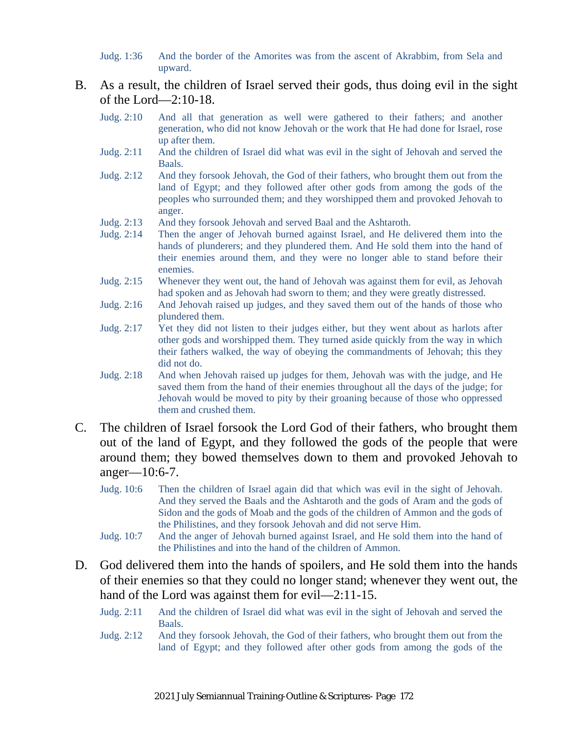Judg. 1:36 And the border of the Amorites was from the ascent of Akrabbim, from Sela and upward.

B. As a result, the children of Israel served their gods, thus doing evil in the sight of the Lord—2:10-18.

Judg. 2:10 And all that generation as well were gathered to their fathers; and another generation, who did not know Jehovah or the work that He had done for Israel, rose up after them.

Judg. 2:11 And the children of Israel did what was evil in the sight of Jehovah and served the Baals.

Judg. 2:12 And they forsook Jehovah, the God of their fathers, who brought them out from the land of Egypt; and they followed after other gods from among the gods of the peoples who surrounded them; and they worshipped them and provoked Jehovah to anger.

Judg. 2:13 And they forsook Jehovah and served Baal and the Ashtaroth.

Judg. 2:14 Then the anger of Jehovah burned against Israel, and He delivered them into the hands of plunderers; and they plundered them. And He sold them into the hand of their enemies around them, and they were no longer able to stand before their enemies.

Judg. 2:15 Whenever they went out, the hand of Jehovah was against them for evil, as Jehovah had spoken and as Jehovah had sworn to them; and they were greatly distressed.

Judg. 2:16 And Jehovah raised up judges, and they saved them out of the hands of those who plundered them.

Judg. 2:17 Yet they did not listen to their judges either, but they went about as harlots after other gods and worshipped them. They turned aside quickly from the way in which their fathers walked, the way of obeying the commandments of Jehovah; this they did not do.

Judg. 2:18 And when Jehovah raised up judges for them, Jehovah was with the judge, and He saved them from the hand of their enemies throughout all the days of the judge; for Jehovah would be moved to pity by their groaning because of those who oppressed them and crushed them.

C. The children of Israel forsook the Lord God of their fathers, who brought them out of the land of Egypt, and they followed the gods of the people that were around them; they bowed themselves down to them and provoked Jehovah to anger—10:6-7.

Judg. 10:6 Then the children of Israel again did that which was evil in the sight of Jehovah. And they served the Baals and the Ashtaroth and the gods of Aram and the gods of Sidon and the gods of Moab and the gods of the children of Ammon and the gods of the Philistines, and they forsook Jehovah and did not serve Him.

Judg. 10:7 And the anger of Jehovah burned against Israel, and He sold them into the hand of the Philistines and into the hand of the children of Ammon.

D. God delivered them into the hands of spoilers, and He sold them into the hands of their enemies so that they could no longer stand; whenever they went out, the hand of the Lord was against them for evil—2:11-15.

Judg. 2:11 And the children of Israel did what was evil in the sight of Jehovah and served the Baals.

Judg. 2:12 And they forsook Jehovah, the God of their fathers, who brought them out from the land of Egypt; and they followed after other gods from among the gods of the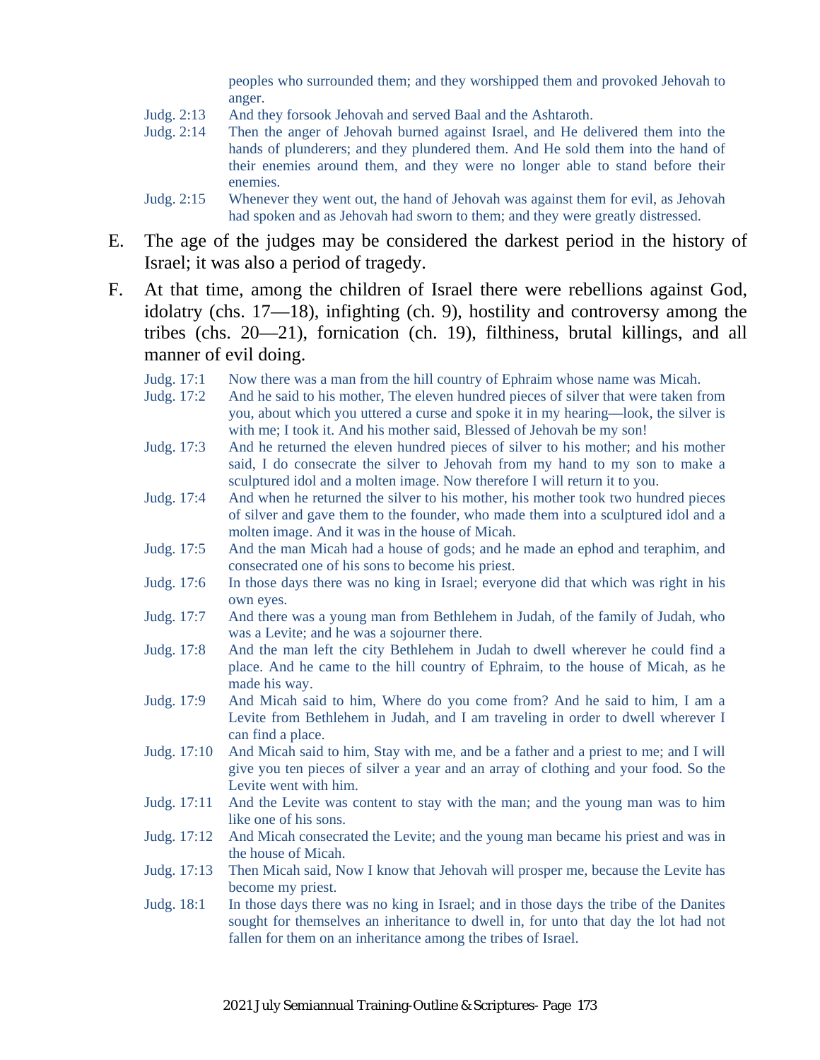peoples who surrounded them; and they worshipped them and provoked Jehovah to anger.

Judg. 2:13 And they forsook Jehovah and served Baal and the Ashtaroth.

Judg. 2:14 Then the anger of Jehovah burned against Israel, and He delivered them into the hands of plunderers; and they plundered them. And He sold them into the hand of their enemies around them, and they were no longer able to stand before their enemies.

Judg. 2:15 Whenever they went out, the hand of Jehovah was against them for evil, as Jehovah had spoken and as Jehovah had sworn to them; and they were greatly distressed.

E. The age of the judges may be considered the darkest period in the history of Israel; it was also a period of tragedy.

F. At that time, among the children of Israel there were rebellions against God, idolatry (chs. 17—18), infighting (ch. 9), hostility and controversy among the tribes (chs. 20—21), fornication (ch. 19), filthiness, brutal killings, and all manner of evil doing.

Judg. 17:1 Now there was a man from the hill country of Ephraim whose name was Micah.

Judg. 17:2 And he said to his mother, The eleven hundred pieces of silver that were taken from you, about which you uttered a curse and spoke it in my hearing—look, the silver is with me; I took it. And his mother said, Blessed of Jehovah be my son!

Judg. 17:3 And he returned the eleven hundred pieces of silver to his mother; and his mother said, I do consecrate the silver to Jehovah from my hand to my son to make a sculptured idol and a molten image. Now therefore I will return it to you.

Judg. 17:4 And when he returned the silver to his mother, his mother took two hundred pieces of silver and gave them to the founder, who made them into a sculptured idol and a molten image. And it was in the house of Micah.

Judg. 17:5 And the man Micah had a house of gods; and he made an ephod and teraphim, and consecrated one of his sons to become his priest.

Judg. 17:6 In those days there was no king in Israel; everyone did that which was right in his own eyes.

Judg. 17:7 And there was a young man from Bethlehem in Judah, of the family of Judah, who was a Levite; and he was a sojourner there.

Judg. 17:8 And the man left the city Bethlehem in Judah to dwell wherever he could find a place. And he came to the hill country of Ephraim, to the house of Micah, as he made his way.

Judg. 17:9 And Micah said to him, Where do you come from? And he said to him, I am a Levite from Bethlehem in Judah, and I am traveling in order to dwell wherever I can find a place.

Judg. 17:10 And Micah said to him, Stay with me, and be a father and a priest to me; and I will give you ten pieces of silver a year and an array of clothing and your food. So the Levite went with him.

Judg. 17:11 And the Levite was content to stay with the man; and the young man was to him like one of his sons.

Judg. 17:12 And Micah consecrated the Levite; and the young man became his priest and was in the house of Micah.

Judg. 17:13 Then Micah said, Now I know that Jehovah will prosper me, because the Levite has become my priest.

Judg. 18:1 In those days there was no king in Israel; and in those days the tribe of the Danites sought for themselves an inheritance to dwell in, for unto that day the lot had not fallen for them on an inheritance among the tribes of Israel.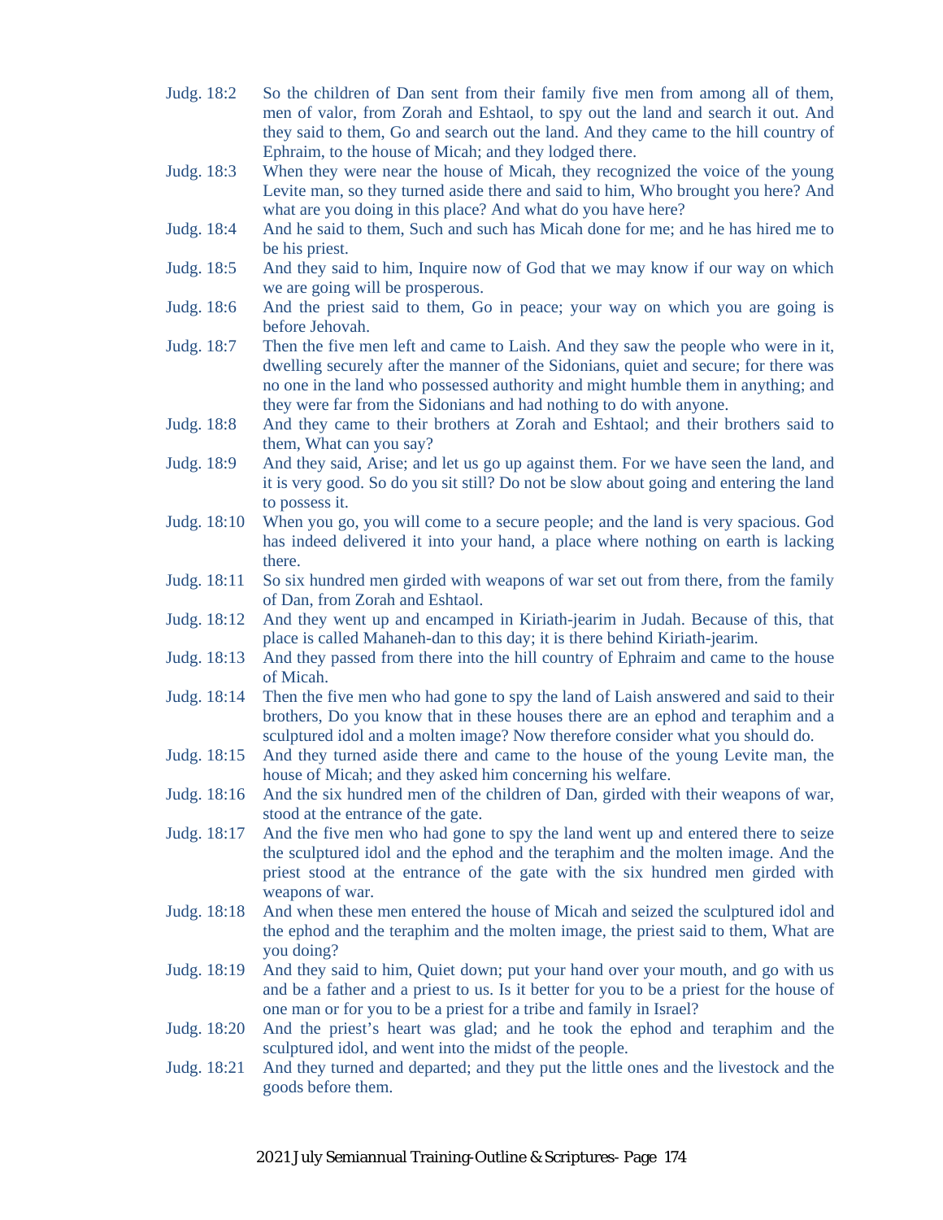Judg. 18:2 So the children of Dan sent from their family five men from among all of them, men of valor, from Zorah and Eshtaol, to spy out the land and search it out. And they said to them, Go and search out the land. And they came to the hill country of Ephraim, to the house of Micah; and they lodged there.

Judg. 18:3 When they were near the house of Micah, they recognized the voice of the young Levite man, so they turned aside there and said to him, Who brought you here? And what are you doing in this place? And what do you have here?

Judg. 18:4 And he said to them, Such and such has Micah done for me; and he has hired me to be his priest.

Judg. 18:5 And they said to him, Inquire now of God that we may know if our way on which we are going will be prosperous.

Judg. 18:6 And the priest said to them, Go in peace; your way on which you are going is before Jehovah.

Judg. 18:7 Then the five men left and came to Laish. And they saw the people who were in it, dwelling securely after the manner of the Sidonians, quiet and secure; for there was no one in the land who possessed authority and might humble them in anything; and they were far from the Sidonians and had nothing to do with anyone.

Judg. 18:8 And they came to their brothers at Zorah and Eshtaol; and their brothers said to them, What can you say?

Judg. 18:9 And they said, Arise; and let us go up against them. For we have seen the land, and it is very good. So do you sit still? Do not be slow about going and entering the land to possess it.

Judg. 18:10 When you go, you will come to a secure people; and the land is very spacious. God has indeed delivered it into your hand, a place where nothing on earth is lacking there.

Judg. 18:11 So six hundred men girded with weapons of war set out from there, from the family of Dan, from Zorah and Eshtaol.

Judg. 18:12 And they went up and encamped in Kiriath-jearim in Judah. Because of this, that place is called Mahaneh-dan to this day; it is there behind Kiriath-jearim.

Judg. 18:13 And they passed from there into the hill country of Ephraim and came to the house of Micah.

Judg. 18:14 Then the five men who had gone to spy the land of Laish answered and said to their brothers, Do you know that in these houses there are an ephod and teraphim and a sculptured idol and a molten image? Now therefore consider what you should do.

Judg. 18:15 And they turned aside there and came to the house of the young Levite man, the house of Micah; and they asked him concerning his welfare.

Judg. 18:16 And the six hundred men of the children of Dan, girded with their weapons of war, stood at the entrance of the gate.

Judg. 18:17 And the five men who had gone to spy the land went up and entered there to seize the sculptured idol and the ephod and the teraphim and the molten image. And the priest stood at the entrance of the gate with the six hundred men girded with weapons of war.

Judg. 18:18 And when these men entered the house of Micah and seized the sculptured idol and the ephod and the teraphim and the molten image, the priest said to them, What are you doing?

Judg. 18:19 And they said to him, Quiet down; put your hand over your mouth, and go with us and be a father and a priest to us. Is it better for you to be a priest for the house of one man or for you to be a priest for a tribe and family in Israel?

Judg. 18:20 And the priest's heart was glad; and he took the ephod and teraphim and the sculptured idol, and went into the midst of the people.

Judg. 18:21 And they turned and departed; and they put the little ones and the livestock and the goods before them.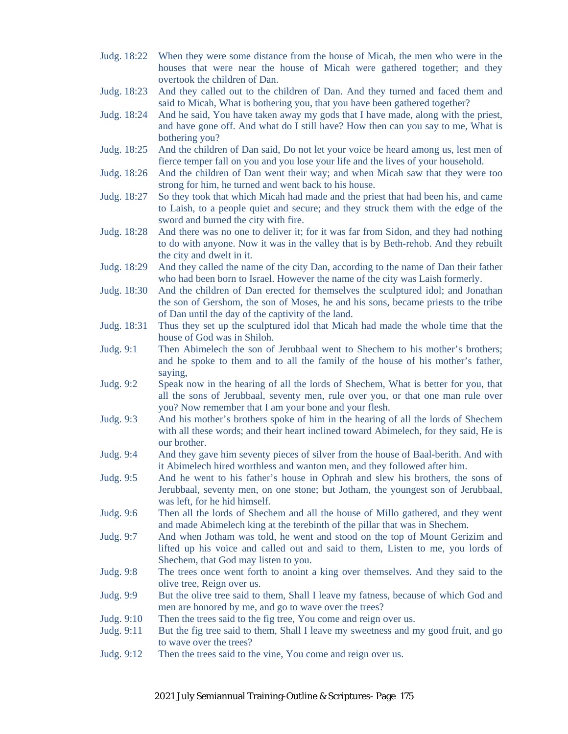Judg. 18:22 When they were some distance from the house of Micah, the men who were in the houses that were near the house of Micah were gathered together; and they overtook the children of Dan.

Judg. 18:23 And they called out to the children of Dan. And they turned and faced them and said to Micah, What is bothering you, that you have been gathered together?

Judg. 18:24 And he said, You have taken away my gods that I have made, along with the priest, and have gone off. And what do I still have? How then can you say to me, What is bothering you?

Judg. 18:25 And the children of Dan said, Do not let your voice be heard among us, lest men of fierce temper fall on you and you lose your life and the lives of your household.

Judg. 18:26 And the children of Dan went their way; and when Micah saw that they were too strong for him, he turned and went back to his house.

Judg. 18:27 So they took that which Micah had made and the priest that had been his, and came to Laish, to a people quiet and secure; and they struck them with the edge of the sword and burned the city with fire.

Judg. 18:28 And there was no one to deliver it; for it was far from Sidon, and they had nothing to do with anyone. Now it was in the valley that is by Beth-rehob. And they rebuilt the city and dwelt in it.

Judg. 18:29 And they called the name of the city Dan, according to the name of Dan their father who had been born to Israel. However the name of the city was Laish formerly.

Judg. 18:30 And the children of Dan erected for themselves the sculptured idol; and Jonathan the son of Gershom, the son of Moses, he and his sons, became priests to the tribe of Dan until the day of the captivity of the land.

Judg. 18:31 Thus they set up the sculptured idol that Micah had made the whole time that the house of God was in Shiloh.

Judg. 9:1 Then Abimelech the son of Jerubbaal went to Shechem to his mother's brothers; and he spoke to them and to all the family of the house of his mother's father, saying,

Judg. 9:2 Speak now in the hearing of all the lords of Shechem, What is better for you, that all the sons of Jerubbaal, seventy men, rule over you, or that one man rule over you? Now remember that I am your bone and your flesh.

Judg. 9:3 And his mother's brothers spoke of him in the hearing of all the lords of Shechem with all these words; and their heart inclined toward Abimelech, for they said, He is our brother.

Judg. 9:4 And they gave him seventy pieces of silver from the house of Baal-berith. And with it Abimelech hired worthless and wanton men, and they followed after him.

Judg. 9:5 And he went to his father's house in Ophrah and slew his brothers, the sons of Jerubbaal, seventy men, on one stone; but Jotham, the youngest son of Jerubbaal, was left, for he hid himself.

Judg. 9:6 Then all the lords of Shechem and all the house of Millo gathered, and they went and made Abimelech king at the terebinth of the pillar that was in Shechem.

Judg. 9:7 And when Jotham was told, he went and stood on the top of Mount Gerizim and lifted up his voice and called out and said to them, Listen to me, you lords of Shechem, that God may listen to you.

Judg. 9:8 The trees once went forth to anoint a king over themselves. And they said to the olive tree, Reign over us.

Judg. 9:9 But the olive tree said to them, Shall I leave my fatness, because of which God and men are honored by me, and go to wave over the trees?

Judg. 9:10 Then the trees said to the fig tree, You come and reign over us.

Judg. 9:11 But the fig tree said to them, Shall I leave my sweetness and my good fruit, and go to wave over the trees?

Judg. 9:12 Then the trees said to the vine, You come and reign over us.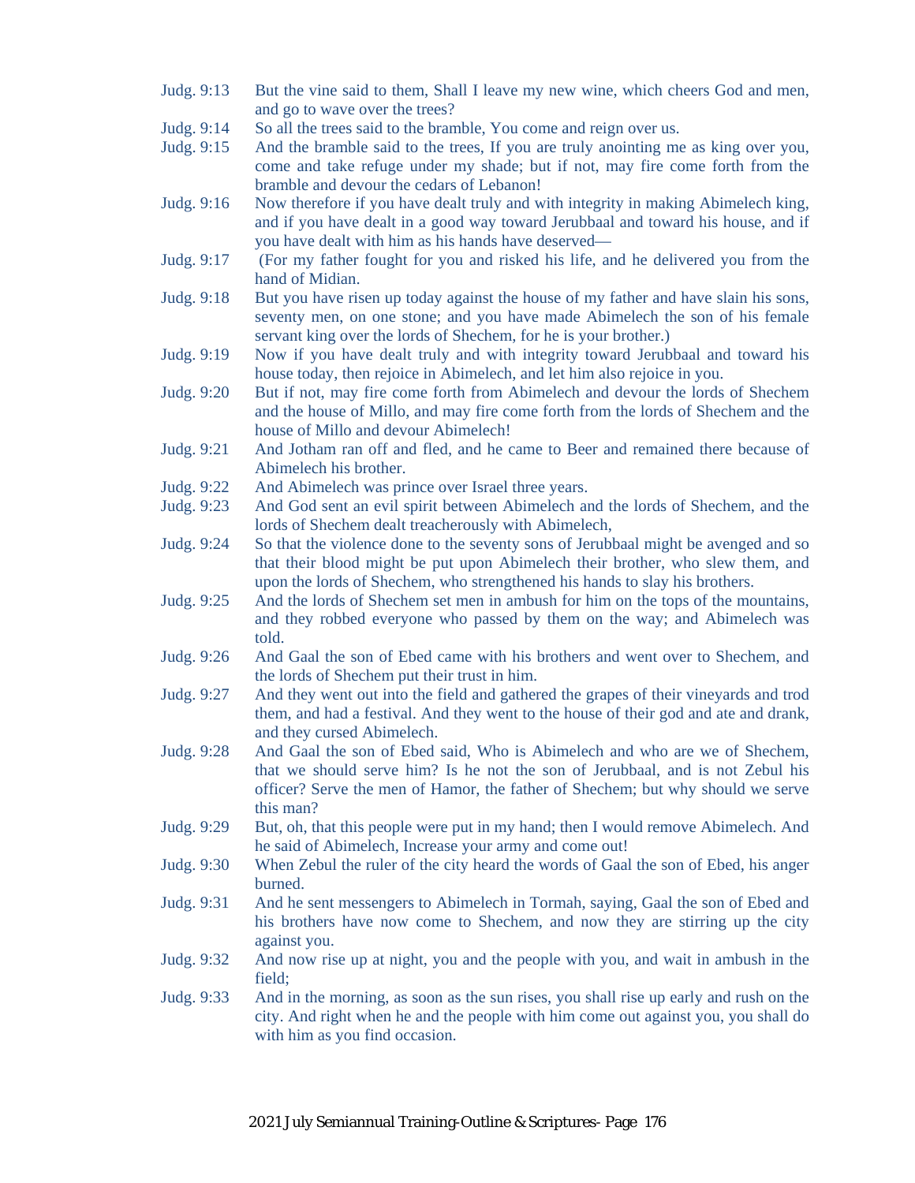Judg. 9:13 But the vine said to them, Shall I leave my new wine, which cheers God and men, and go to wave over the trees?

Judg. 9:14 So all the trees said to the bramble, You come and reign over us.

Judg. 9:15 And the bramble said to the trees, If you are truly anointing me as king over you, come and take refuge under my shade; but if not, may fire come forth from the bramble and devour the cedars of Lebanon!

Judg. 9:16 Now therefore if you have dealt truly and with integrity in making Abimelech king, and if you have dealt in a good way toward Jerubbaal and toward his house, and if you have dealt with him as his hands have deserved—

Judg. 9:17 (For my father fought for you and risked his life, and he delivered you from the hand of Midian.

Judg. 9:18 But you have risen up today against the house of my father and have slain his sons, seventy men, on one stone; and you have made Abimelech the son of his female servant king over the lords of Shechem, for he is your brother.)

Judg. 9:19 Now if you have dealt truly and with integrity toward Jerubbaal and toward his house today, then rejoice in Abimelech, and let him also rejoice in you.

Judg. 9:20 But if not, may fire come forth from Abimelech and devour the lords of Shechem and the house of Millo, and may fire come forth from the lords of Shechem and the house of Millo and devour Abimelech!

Judg. 9:21 And Jotham ran off and fled, and he came to Beer and remained there because of Abimelech his brother.

Judg. 9:22 And Abimelech was prince over Israel three years.

Judg. 9:23 And God sent an evil spirit between Abimelech and the lords of Shechem, and the lords of Shechem dealt treacherously with Abimelech,

Judg. 9:24 So that the violence done to the seventy sons of Jerubbaal might be avenged and so that their blood might be put upon Abimelech their brother, who slew them, and upon the lords of Shechem, who strengthened his hands to slay his brothers.

Judg. 9:25 And the lords of Shechem set men in ambush for him on the tops of the mountains, and they robbed everyone who passed by them on the way; and Abimelech was told.

Judg. 9:26 And Gaal the son of Ebed came with his brothers and went over to Shechem, and the lords of Shechem put their trust in him.

Judg. 9:27 And they went out into the field and gathered the grapes of their vineyards and trod them, and had a festival. And they went to the house of their god and ate and drank, and they cursed Abimelech.

Judg. 9:28 And Gaal the son of Ebed said, Who is Abimelech and who are we of Shechem, that we should serve him? Is he not the son of Jerubbaal, and is not Zebul his officer? Serve the men of Hamor, the father of Shechem; but why should we serve this man?

Judg. 9:29 But, oh, that this people were put in my hand; then I would remove Abimelech. And he said of Abimelech, Increase your army and come out!

Judg. 9:30 When Zebul the ruler of the city heard the words of Gaal the son of Ebed, his anger burned.

Judg. 9:31 And he sent messengers to Abimelech in Tormah, saying, Gaal the son of Ebed and his brothers have now come to Shechem, and now they are stirring up the city against you.

Judg. 9:32 And now rise up at night, you and the people with you, and wait in ambush in the field;

Judg. 9:33 And in the morning, as soon as the sun rises, you shall rise up early and rush on the city. And right when he and the people with him come out against you, you shall do with him as you find occasion.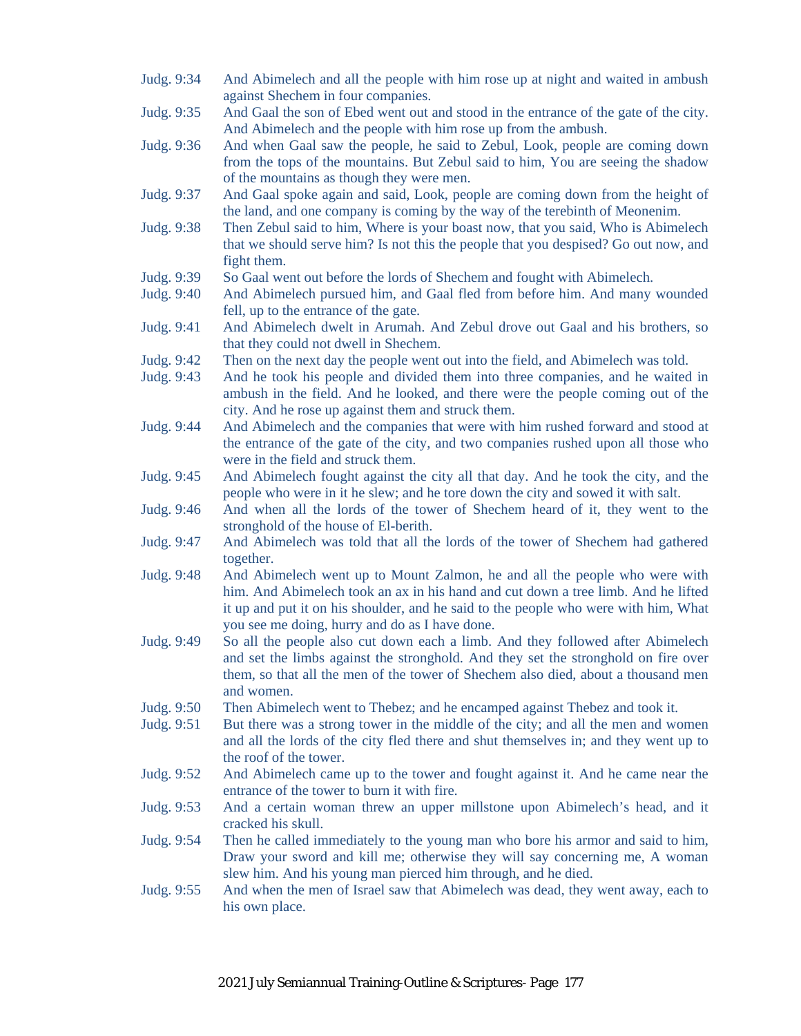Judg. 9:34 And Abimelech and all the people with him rose up at night and waited in ambush against Shechem in four companies.

Judg. 9:35 And Gaal the son of Ebed went out and stood in the entrance of the gate of the city. And Abimelech and the people with him rose up from the ambush.

Judg. 9:36 And when Gaal saw the people, he said to Zebul, Look, people are coming down from the tops of the mountains. But Zebul said to him, You are seeing the shadow of the mountains as though they were men.

Judg. 9:37 And Gaal spoke again and said, Look, people are coming down from the height of the land, and one company is coming by the way of the terebinth of Meonenim.

Judg. 9:38 Then Zebul said to him, Where is your boast now, that you said, Who is Abimelech that we should serve him? Is not this the people that you despised? Go out now, and fight them.

Judg. 9:39 So Gaal went out before the lords of Shechem and fought with Abimelech.

Judg. 9:40 And Abimelech pursued him, and Gaal fled from before him. And many wounded fell, up to the entrance of the gate.

Judg. 9:41 And Abimelech dwelt in Arumah. And Zebul drove out Gaal and his brothers, so that they could not dwell in Shechem.

Judg. 9:42 Then on the next day the people went out into the field, and Abimelech was told.

Judg. 9:43 And he took his people and divided them into three companies, and he waited in ambush in the field. And he looked, and there were the people coming out of the city. And he rose up against them and struck them.

Judg. 9:44 And Abimelech and the companies that were with him rushed forward and stood at the entrance of the gate of the city, and two companies rushed upon all those who were in the field and struck them.

Judg. 9:45 And Abimelech fought against the city all that day. And he took the city, and the people who were in it he slew; and he tore down the city and sowed it with salt.

Judg. 9:46 And when all the lords of the tower of Shechem heard of it, they went to the stronghold of the house of El-berith.

Judg. 9:47 And Abimelech was told that all the lords of the tower of Shechem had gathered together.

Judg. 9:48 And Abimelech went up to Mount Zalmon, he and all the people who were with him. And Abimelech took an ax in his hand and cut down a tree limb. And he lifted it up and put it on his shoulder, and he said to the people who were with him, What you see me doing, hurry and do as I have done.

Judg. 9:49 So all the people also cut down each a limb. And they followed after Abimelech and set the limbs against the stronghold. And they set the stronghold on fire over them, so that all the men of the tower of Shechem also died, about a thousand men and women.

Judg. 9:50 Then Abimelech went to Thebez; and he encamped against Thebez and took it.

Judg. 9:51 But there was a strong tower in the middle of the city; and all the men and women and all the lords of the city fled there and shut themselves in; and they went up to the roof of the tower.

Judg. 9:52 And Abimelech came up to the tower and fought against it. And he came near the entrance of the tower to burn it with fire.

Judg. 9:53 And a certain woman threw an upper millstone upon Abimelech's head, and it cracked his skull.

Judg. 9:54 Then he called immediately to the young man who bore his armor and said to him, Draw your sword and kill me; otherwise they will say concerning me, A woman slew him. And his young man pierced him through, and he died.

Judg. 9:55 And when the men of Israel saw that Abimelech was dead, they went away, each to his own place.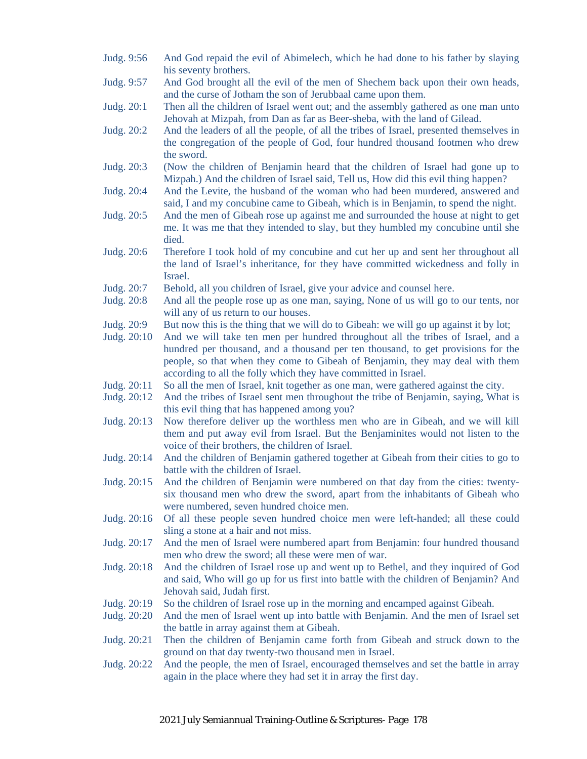Judg. 9:56 And God repaid the evil of Abimelech, which he had done to his father by slaying his seventy brothers.

Judg. 9:57 And God brought all the evil of the men of Shechem back upon their own heads, and the curse of Jotham the son of Jerubbaal came upon them.

Judg. 20:1 Then all the children of Israel went out; and the assembly gathered as one man unto Jehovah at Mizpah, from Dan as far as Beer-sheba, with the land of Gilead.

Judg. 20:2 And the leaders of all the people, of all the tribes of Israel, presented themselves in the congregation of the people of God, four hundred thousand footmen who drew the sword.

Judg. 20:3 (Now the children of Benjamin heard that the children of Israel had gone up to Mizpah.) And the children of Israel said, Tell us, How did this evil thing happen?

Judg. 20:4 And the Levite, the husband of the woman who had been murdered, answered and said, I and my concubine came to Gibeah, which is in Benjamin, to spend the night.

Judg. 20:5 And the men of Gibeah rose up against me and surrounded the house at night to get me. It was me that they intended to slay, but they humbled my concubine until she died.

Judg. 20:6 Therefore I took hold of my concubine and cut her up and sent her throughout all the land of Israel's inheritance, for they have committed wickedness and folly in Israel.

Judg. 20:7 Behold, all you children of Israel, give your advice and counsel here.

Judg. 20:8 And all the people rose up as one man, saying, None of us will go to our tents, nor will any of us return to our houses.

Judg. 20:9 But now this is the thing that we will do to Gibeah: we will go up against it by lot;

Judg. 20:10 And we will take ten men per hundred throughout all the tribes of Israel, and a hundred per thousand, and a thousand per ten thousand, to get provisions for the people, so that when they come to Gibeah of Benjamin, they may deal with them according to all the folly which they have committed in Israel.

Judg. 20:11 So all the men of Israel, knit together as one man, were gathered against the city.

Judg. 20:12 And the tribes of Israel sent men throughout the tribe of Benjamin, saying, What is this evil thing that has happened among you?

Judg. 20:13 Now therefore deliver up the worthless men who are in Gibeah, and we will kill them and put away evil from Israel. But the Benjaminites would not listen to the voice of their brothers, the children of Israel.

Judg. 20:14 And the children of Benjamin gathered together at Gibeah from their cities to go to battle with the children of Israel.

Judg. 20:15 And the children of Benjamin were numbered on that day from the cities: twenty-six thousand men who drew the sword, apart from the inhabitants of Gibeah who were numbered, seven hundred choice men.

Judg. 20:16 Of all these people seven hundred choice men were left-handed; all these could sling a stone at a hair and not miss.

Judg. 20:17 And the men of Israel were numbered apart from Benjamin: four hundred thousand men who drew the sword; all these were men of war.

Judg. 20:18 And the children of Israel rose up and went up to Bethel, and they inquired of God and said, Who will go up for us first into battle with the children of Benjamin? And Jehovah said, Judah first.

Judg. 20:19 So the children of Israel rose up in the morning and encamped against Gibeah.

Judg. 20:20 And the men of Israel went up into battle with Benjamin. And the men of Israel set the battle in array against them at Gibeah.

Judg. 20:21 Then the children of Benjamin came forth from Gibeah and struck down to the ground on that day twenty-two thousand men in Israel.

Judg. 20:22 And the people, the men of Israel, encouraged themselves and set the battle in array again in the place where they had set it in array the first day.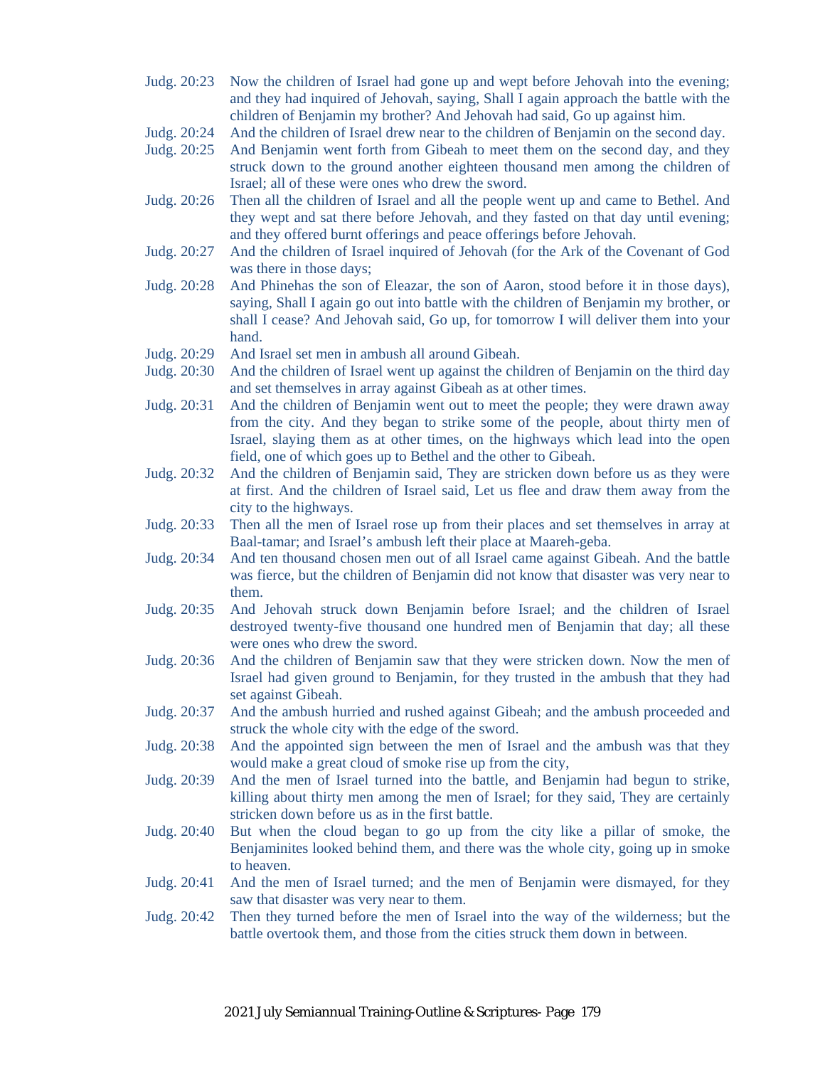Judg. 20:23 Now the children of Israel had gone up and wept before Jehovah into the evening; and they had inquired of Jehovah, saying, Shall I again approach the battle with the children of Benjamin my brother? And Jehovah had said, Go up against him.

Judg. 20:24 And the children of Israel drew near to the children of Benjamin on the second day.

Judg. 20:25 And Benjamin went forth from Gibeah to meet them on the second day, and they struck down to the ground another eighteen thousand men among the children of Israel; all of these were ones who drew the sword.

Judg. 20:26 Then all the children of Israel and all the people went up and came to Bethel. And they wept and sat there before Jehovah, and they fasted on that day until evening; and they offered burnt offerings and peace offerings before Jehovah.

Judg. 20:27 And the children of Israel inquired of Jehovah (for the Ark of the Covenant of God was there in those days;

Judg. 20:28 And Phinehas the son of Eleazar, the son of Aaron, stood before it in those days), saying, Shall I again go out into battle with the children of Benjamin my brother, or shall I cease? And Jehovah said, Go up, for tomorrow I will deliver them into your hand.

Judg. 20:29 And Israel set men in ambush all around Gibeah.

Judg. 20:30 And the children of Israel went up against the children of Benjamin on the third day and set themselves in array against Gibeah as at other times.

Judg. 20:31 And the children of Benjamin went out to meet the people; they were drawn away from the city. And they began to strike some of the people, about thirty men of Israel, slaying them as at other times, on the highways which lead into the open field, one of which goes up to Bethel and the other to Gibeah.

Judg. 20:32 And the children of Benjamin said, They are stricken down before us as they were at first. And the children of Israel said, Let us flee and draw them away from the city to the highways.

Judg. 20:33 Then all the men of Israel rose up from their places and set themselves in array at Baal-tamar; and Israel's ambush left their place at Maareh-geba.

Judg. 20:34 And ten thousand chosen men out of all Israel came against Gibeah. And the battle was fierce, but the children of Benjamin did not know that disaster was very near to them.

Judg. 20:35 And Jehovah struck down Benjamin before Israel; and the children of Israel destroyed twenty-five thousand one hundred men of Benjamin that day; all these were ones who drew the sword.

Judg. 20:36 And the children of Benjamin saw that they were stricken down. Now the men of Israel had given ground to Benjamin, for they trusted in the ambush that they had set against Gibeah.

Judg. 20:37 And the ambush hurried and rushed against Gibeah; and the ambush proceeded and struck the whole city with the edge of the sword.

Judg. 20:38 And the appointed sign between the men of Israel and the ambush was that they would make a great cloud of smoke rise up from the city,

Judg. 20:39 And the men of Israel turned into the battle, and Benjamin had begun to strike, killing about thirty men among the men of Israel; for they said, They are certainly stricken down before us as in the first battle.

Judg. 20:40 But when the cloud began to go up from the city like a pillar of smoke, the Benjaminites looked behind them, and there was the whole city, going up in smoke to heaven.

Judg. 20:41 And the men of Israel turned; and the men of Benjamin were dismayed, for they saw that disaster was very near to them.

Judg. 20:42 Then they turned before the men of Israel into the way of the wilderness; but the battle overtook them, and those from the cities struck them down in between.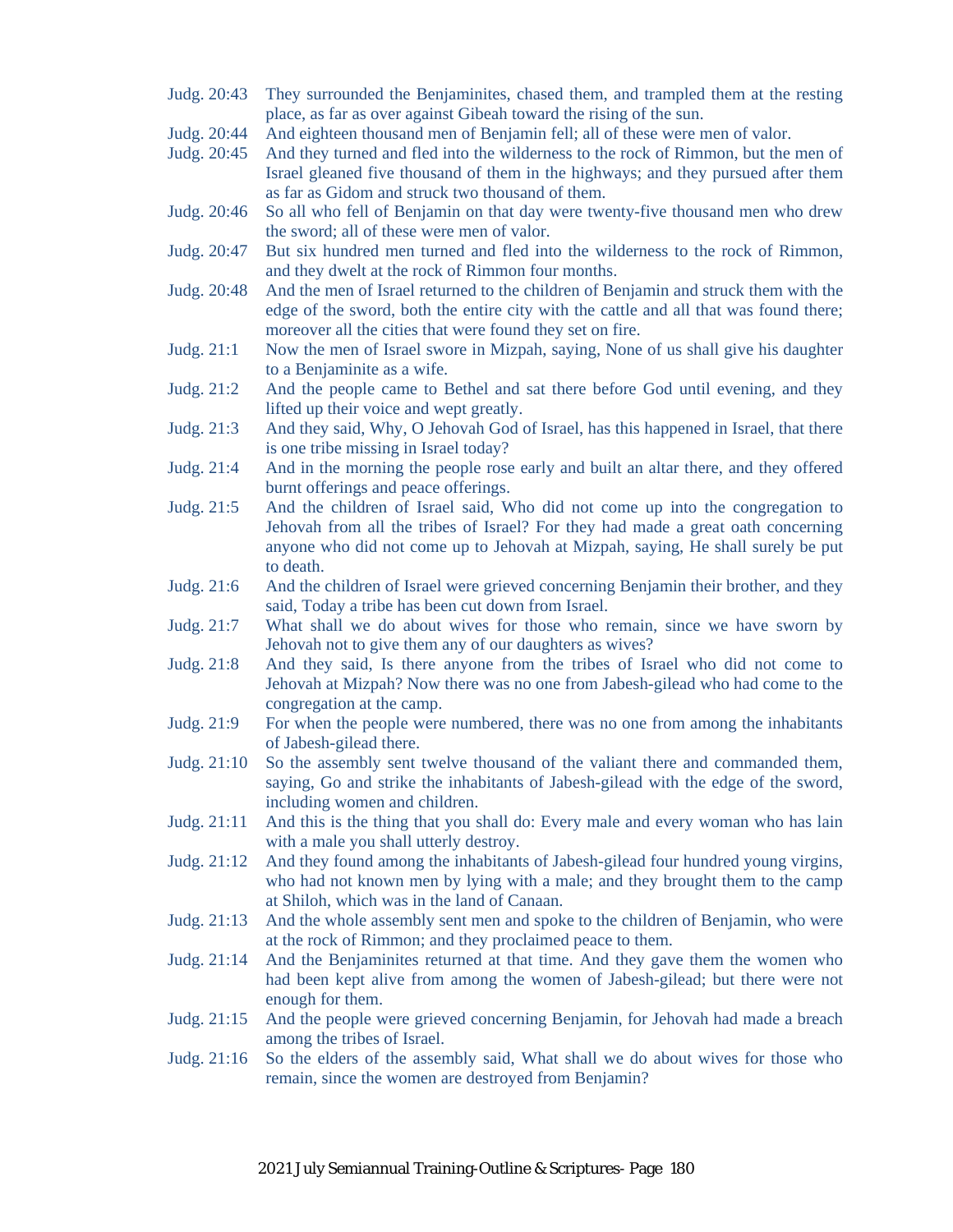Judg. 20:43 They surrounded the Benjaminites, chased them, and trampled them at the resting place, as far as over against Gibeah toward the rising of the sun.

Judg. 20:44 And eighteen thousand men of Benjamin fell; all of these were men of valor.

Judg. 20:45 And they turned and fled into the wilderness to the rock of Rimmon, but the men of Israel gleaned five thousand of them in the highways; and they pursued after them as far as Gidom and struck two thousand of them.

Judg. 20:46 So all who fell of Benjamin on that day were twenty-five thousand men who drew the sword; all of these were men of valor.

Judg. 20:47 But six hundred men turned and fled into the wilderness to the rock of Rimmon, and they dwelt at the rock of Rimmon four months.

Judg. 20:48 And the men of Israel returned to the children of Benjamin and struck them with the edge of the sword, both the entire city with the cattle and all that was found there; moreover all the cities that were found they set on fire.

Judg. 21:1 Now the men of Israel swore in Mizpah, saying, None of us shall give his daughter to a Benjaminite as a wife.

Judg. 21:2 And the people came to Bethel and sat there before God until evening, and they lifted up their voice and wept greatly.

Judg. 21:3 And they said, Why, O Jehovah God of Israel, has this happened in Israel, that there is one tribe missing in Israel today?

Judg. 21:4 And in the morning the people rose early and built an altar there, and they offered burnt offerings and peace offerings.

Judg. 21:5 And the children of Israel said, Who did not come up into the congregation to Jehovah from all the tribes of Israel? For they had made a great oath concerning anyone who did not come up to Jehovah at Mizpah, saying, He shall surely be put to death.

Judg. 21:6 And the children of Israel were grieved concerning Benjamin their brother, and they said, Today a tribe has been cut down from Israel.

Judg. 21:7 What shall we do about wives for those who remain, since we have sworn by Jehovah not to give them any of our daughters as wives?

Judg. 21:8 And they said, Is there anyone from the tribes of Israel who did not come to Jehovah at Mizpah? Now there was no one from Jabesh-gilead who had come to the congregation at the camp.

Judg. 21:9 For when the people were numbered, there was no one from among the inhabitants of Jabesh-gilead there.

Judg. 21:10 So the assembly sent twelve thousand of the valiant there and commanded them, saying, Go and strike the inhabitants of Jabesh-gilead with the edge of the sword, including women and children.

Judg. 21:11 And this is the thing that you shall do: Every male and every woman who has lain with a male you shall utterly destroy.

Judg. 21:12 And they found among the inhabitants of Jabesh-gilead four hundred young virgins, who had not known men by lying with a male; and they brought them to the camp at Shiloh, which was in the land of Canaan.

Judg. 21:13 And the whole assembly sent men and spoke to the children of Benjamin, who were at the rock of Rimmon; and they proclaimed peace to them.

Judg. 21:14 And the Benjaminites returned at that time. And they gave them the women who had been kept alive from among the women of Jabesh-gilead; but there were not enough for them.

Judg. 21:15 And the people were grieved concerning Benjamin, for Jehovah had made a breach among the tribes of Israel.

Judg. 21:16 So the elders of the assembly said, What shall we do about wives for those who remain, since the women are destroyed from Benjamin?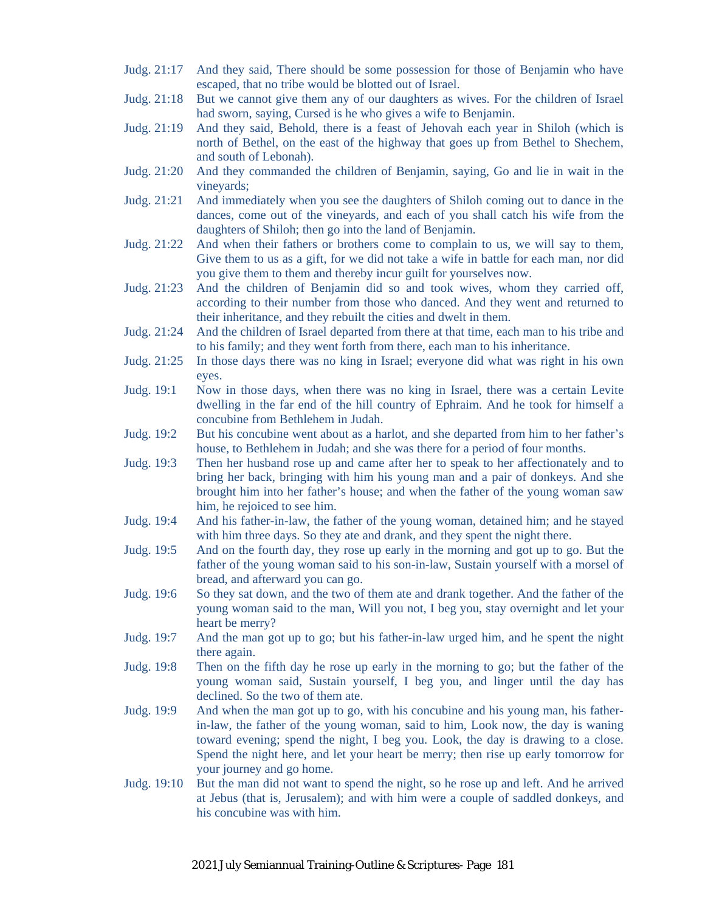Judg. 21:17 And they said, There should be some possession for those of Benjamin who have escaped, that no tribe would be blotted out of Israel.

Judg. 21:18 But we cannot give them any of our daughters as wives. For the children of Israel had sworn, saying, Cursed is he who gives a wife to Benjamin.

Judg. 21:19 And they said, Behold, there is a feast of Jehovah each year in Shiloh (which is north of Bethel, on the east of the highway that goes up from Bethel to Shechem, and south of Lebonah).

Judg. 21:20 And they commanded the children of Benjamin, saying, Go and lie in wait in the vineyards;

Judg. 21:21 And immediately when you see the daughters of Shiloh coming out to dance in the dances, come out of the vineyards, and each of you shall catch his wife from the daughters of Shiloh; then go into the land of Benjamin.

Judg. 21:22 And when their fathers or brothers come to complain to us, we will say to them, Give them to us as a gift, for we did not take a wife in battle for each man, nor did you give them to them and thereby incur guilt for yourselves now.

Judg. 21:23 And the children of Benjamin did so and took wives, whom they carried off, according to their number from those who danced. And they went and returned to their inheritance, and they rebuilt the cities and dwelt in them.

Judg. 21:24 And the children of Israel departed from there at that time, each man to his tribe and to his family; and they went forth from there, each man to his inheritance.

Judg. 21:25 In those days there was no king in Israel; everyone did what was right in his own eyes.

Judg. 19:1 Now in those days, when there was no king in Israel, there was a certain Levite dwelling in the far end of the hill country of Ephraim. And he took for himself a concubine from Bethlehem in Judah.

Judg. 19:2 But his concubine went about as a harlot, and she departed from him to her father's house, to Bethlehem in Judah; and she was there for a period of four months.

Judg. 19:3 Then her husband rose up and came after her to speak to her affectionately and to bring her back, bringing with him his young man and a pair of donkeys. And she brought him into her father's house; and when the father of the young woman saw him, he rejoiced to see him.

Judg. 19:4 And his father-in-law, the father of the young woman, detained him; and he stayed with him three days. So they ate and drank, and they spent the night there.

Judg. 19:5 And on the fourth day, they rose up early in the morning and got up to go. But the father of the young woman said to his son-in-law, Sustain yourself with a morsel of bread, and afterward you can go.

Judg. 19:6 So they sat down, and the two of them ate and drank together. And the father of the young woman said to the man, Will you not, I beg you, stay overnight and let your heart be merry?

Judg. 19:7 And the man got up to go; but his father-in-law urged him, and he spent the night there again.

Judg. 19:8 Then on the fifth day he rose up early in the morning to go; but the father of the young woman said, Sustain yourself, I beg you, and linger until the day has declined. So the two of them ate.

Judg. 19:9 And when the man got up to go, with his concubine and his young man, his father-in-law, the father of the young woman, said to him, Look now, the day is waning toward evening; spend the night, I beg you. Look, the day is drawing to a close. Spend the night here, and let your heart be merry; then rise up early tomorrow for your journey and go home.

Judg. 19:10 But the man did not want to spend the night, so he rose up and left. And he arrived at Jebus (that is, Jerusalem); and with him were a couple of saddled donkeys, and his concubine was with him.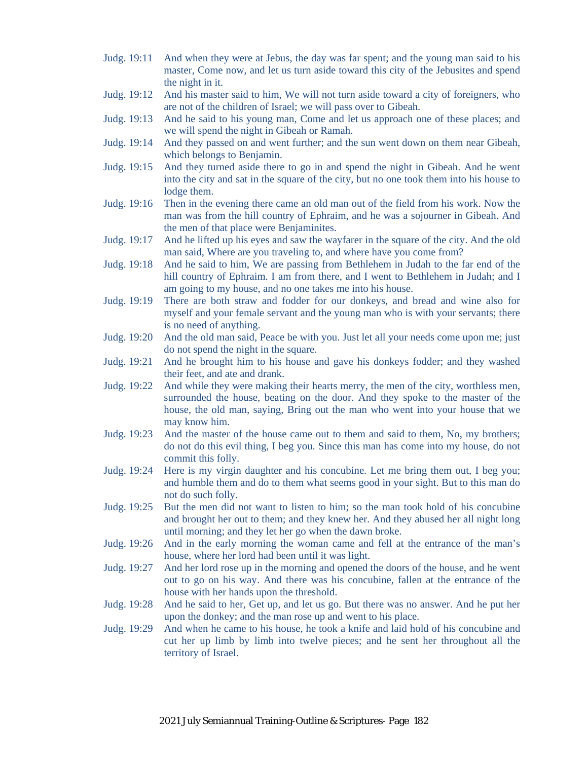Judg. 19:11 And when they were at Jebus, the day was far spent; and the young man said to his master, Come now, and let us turn aside toward this city of the Jebusites and spend the night in it.

Judg. 19:12 And his master said to him, We will not turn aside toward a city of foreigners, who are not of the children of Israel; we will pass over to Gibeah.

Judg. 19:13 And he said to his young man, Come and let us approach one of these places; and we will spend the night in Gibeah or Ramah.

Judg. 19:14 And they passed on and went further; and the sun went down on them near Gibeah, which belongs to Benjamin.

Judg. 19:15 And they turned aside there to go in and spend the night in Gibeah. And he went into the city and sat in the square of the city, but no one took them into his house to lodge them.

Judg. 19:16 Then in the evening there came an old man out of the field from his work. Now the man was from the hill country of Ephraim, and he was a sojourner in Gibeah. And the men of that place were Benjaminites.

Judg. 19:17 And he lifted up his eyes and saw the wayfarer in the square of the city. And the old man said, Where are you traveling to, and where have you come from?

Judg. 19:18 And he said to him, We are passing from Bethlehem in Judah to the far end of the hill country of Ephraim. I am from there, and I went to Bethlehem in Judah; and I am going to my house, and no one takes me into his house.

Judg. 19:19 There are both straw and fodder for our donkeys, and bread and wine also for myself and your female servant and the young man who is with your servants; there is no need of anything.

Judg. 19:20 And the old man said, Peace be with you. Just let all your needs come upon me; just do not spend the night in the square.

Judg. 19:21 And he brought him to his house and gave his donkeys fodder; and they washed their feet, and ate and drank.

Judg. 19:22 And while they were making their hearts merry, the men of the city, worthless men, surrounded the house, beating on the door. And they spoke to the master of the house, the old man, saying, Bring out the man who went into your house that we may know him.

Judg. 19:23 And the master of the house came out to them and said to them, No, my brothers; do not do this evil thing, I beg you. Since this man has come into my house, do not commit this folly.

Judg. 19:24 Here is my virgin daughter and his concubine. Let me bring them out, I beg you; and humble them and do to them what seems good in your sight. But to this man do not do such folly.

Judg. 19:25 But the men did not want to listen to him; so the man took hold of his concubine and brought her out to them; and they knew her. And they abused her all night long until morning; and they let her go when the dawn broke.

Judg. 19:26 And in the early morning the woman came and fell at the entrance of the man's house, where her lord had been until it was light.

Judg. 19:27 And her lord rose up in the morning and opened the doors of the house, and he went out to go on his way. And there was his concubine, fallen at the entrance of the house with her hands upon the threshold.

Judg. 19:28 And he said to her, Get up, and let us go. But there was no answer. And he put her upon the donkey; and the man rose up and went to his place.

Judg. 19:29 And when he came to his house, he took a knife and laid hold of his concubine and cut her up limb by limb into twelve pieces; and he sent her throughout all the territory of Israel.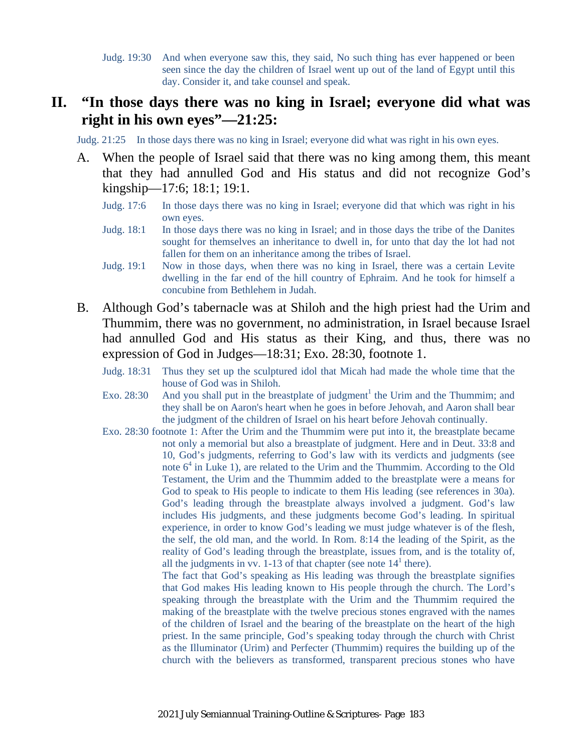Judg. 19:30 And when everyone saw this, they said, No such thing has ever happened or been seen since the day the children of Israel went up out of the land of Egypt until this day. Consider it, and take counsel and speak.

## II. "In those days there was no king in Israel; everyone did what was right in his own eyes"—21:25:

Judg. 21:25 In those days there was no king in Israel; everyone did what was right in his own eyes.

A. When the people of Israel said that there was no king among them, this meant that they had annulled God and His status and did not recognize God's kingship—17:6; 18:1; 19:1.

Judg. 17:6 In those days there was no king in Israel; everyone did that which was right in his own eyes.

Judg. 18:1 In those days there was no king in Israel; and in those days the tribe of the Danites sought for themselves an inheritance to dwell in, for unto that day the lot had not fallen for them on an inheritance among the tribes of Israel.

Judg. 19:1 Now in those days, when there was no king in Israel, there was a certain Levite dwelling in the far end of the hill country of Ephraim. And he took for himself a concubine from Bethlehem in Judah.

B. Although God's tabernacle was at Shiloh and the high priest had the Urim and Thummim, there was no government, no administration, in Israel because Israel had annulled God and His status as their King, and thus, there was no expression of God in Judges—18:31; Exo. 28:30, footnote 1.

Judg. 18:31 Thus they set up the sculptured idol that Micah had made the whole time that the house of God was in Shiloh.

Exo. 28:30 And you shall put in the breastplate of judgment[1] the Urim and the Thummim; and they shall be on Aaron's heart when he goes in before Jehovah, and Aaron shall bear the judgment of the children of Israel on his heart before Jehovah continually.

Exo. 28:30 footnote 1: After the Urim and the Thummim were put into it, the breastplate became not only a memorial but also a breastplate of judgment. Here and in Deut. 33:8 and 10, God's judgments, referring to God's law with its verdicts and judgments (see note 6[4] in Luke 1), are related to the Urim and the Thummim. According to the Old Testament, the Urim and the Thummim added to the breastplate were a means for God to speak to His people to indicate to them His leading (see references in 30a). God's leading through the breastplate always involved a judgment. God's law includes His judgments, and these judgments become God's leading. In spiritual experience, in order to know God's leading we must judge whatever is of the flesh, the self, the old man, and the world. In Rom. 8:14 the leading of the Spirit, as the reality of God's leading through the breastplate, issues from, and is the totality of, all the judgments in vv. 1-13 of that chapter (see note 14[1] there).

The fact that God's speaking as His leading was through the breastplate signifies that God makes His leading known to His people through the church. The Lord's speaking through the breastplate with the Urim and the Thummim required the making of the breastplate with the twelve precious stones engraved with the names of the children of Israel and the bearing of the breastplate on the heart of the high priest. In the same principle, God's speaking today through the church with Christ as the Illuminator (Urim) and Perfecter (Thummim) requires the building up of the church with the believers as transformed, transparent precious stones who have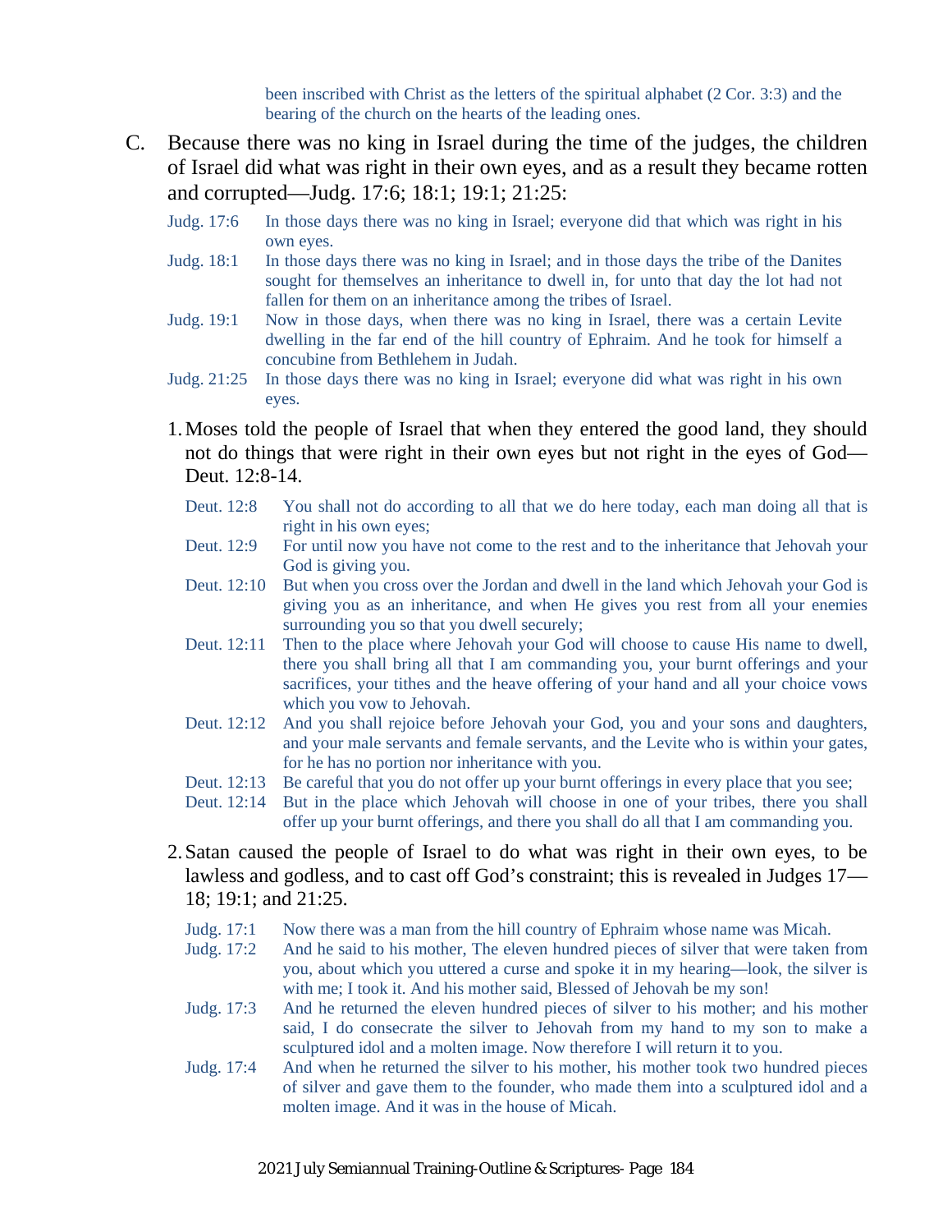been inscribed with Christ as the letters of the spiritual alphabet (2 Cor. 3:3) and the bearing of the church on the hearts of the leading ones.

C. Because there was no king in Israel during the time of the judges, the children of Israel did what was right in their own eyes, and as a result they became rotten and corrupted—Judg. 17:6; 18:1; 19:1; 21:25:

Judg. 17:6 In those days there was no king in Israel; everyone did that which was right in his own eyes.

Judg. 18:1 In those days there was no king in Israel; and in those days the tribe of the Danites sought for themselves an inheritance to dwell in, for unto that day the lot had not fallen for them on an inheritance among the tribes of Israel.

Judg. 19:1 Now in those days, when there was no king in Israel, there was a certain Levite dwelling in the far end of the hill country of Ephraim. And he took for himself a concubine from Bethlehem in Judah.

Judg. 21:25 In those days there was no king in Israel; everyone did what was right in his own eyes.

1. Moses told the people of Israel that when they entered the good land, they should not do things that were right in their own eyes but not right in the eyes of God—Deut. 12:8-14.

Deut. 12:8 You shall not do according to all that we do here today, each man doing all that is right in his own eyes;

Deut. 12:9 For until now you have not come to the rest and to the inheritance that Jehovah your God is giving you.

Deut. 12:10 But when you cross over the Jordan and dwell in the land which Jehovah your God is giving you as an inheritance, and when He gives you rest from all your enemies surrounding you so that you dwell securely;

Deut. 12:11 Then to the place where Jehovah your God will choose to cause His name to dwell, there you shall bring all that I am commanding you, your burnt offerings and your sacrifices, your tithes and the heave offering of your hand and all your choice vows which you vow to Jehovah.

Deut. 12:12 And you shall rejoice before Jehovah your God, you and your sons and daughters, and your male servants and female servants, and the Levite who is within your gates, for he has no portion nor inheritance with you.

Deut. 12:13 Be careful that you do not offer up your burnt offerings in every place that you see;

Deut. 12:14 But in the place which Jehovah will choose in one of your tribes, there you shall offer up your burnt offerings, and there you shall do all that I am commanding you.

2. Satan caused the people of Israel to do what was right in their own eyes, to be lawless and godless, and to cast off God's constraint; this is revealed in Judges 17—18; 19:1; and 21:25.

Judg. 17:1 Now there was a man from the hill country of Ephraim whose name was Micah.

Judg. 17:2 And he said to his mother, The eleven hundred pieces of silver that were taken from you, about which you uttered a curse and spoke it in my hearing—look, the silver is with me; I took it. And his mother said, Blessed of Jehovah be my son!

Judg. 17:3 And he returned the eleven hundred pieces of silver to his mother; and his mother said, I do consecrate the silver to Jehovah from my hand to my son to make a sculptured idol and a molten image. Now therefore I will return it to you.

Judg. 17:4 And when he returned the silver to his mother, his mother took two hundred pieces of silver and gave them to the founder, who made them into a sculptured idol and a molten image. And it was in the house of Micah.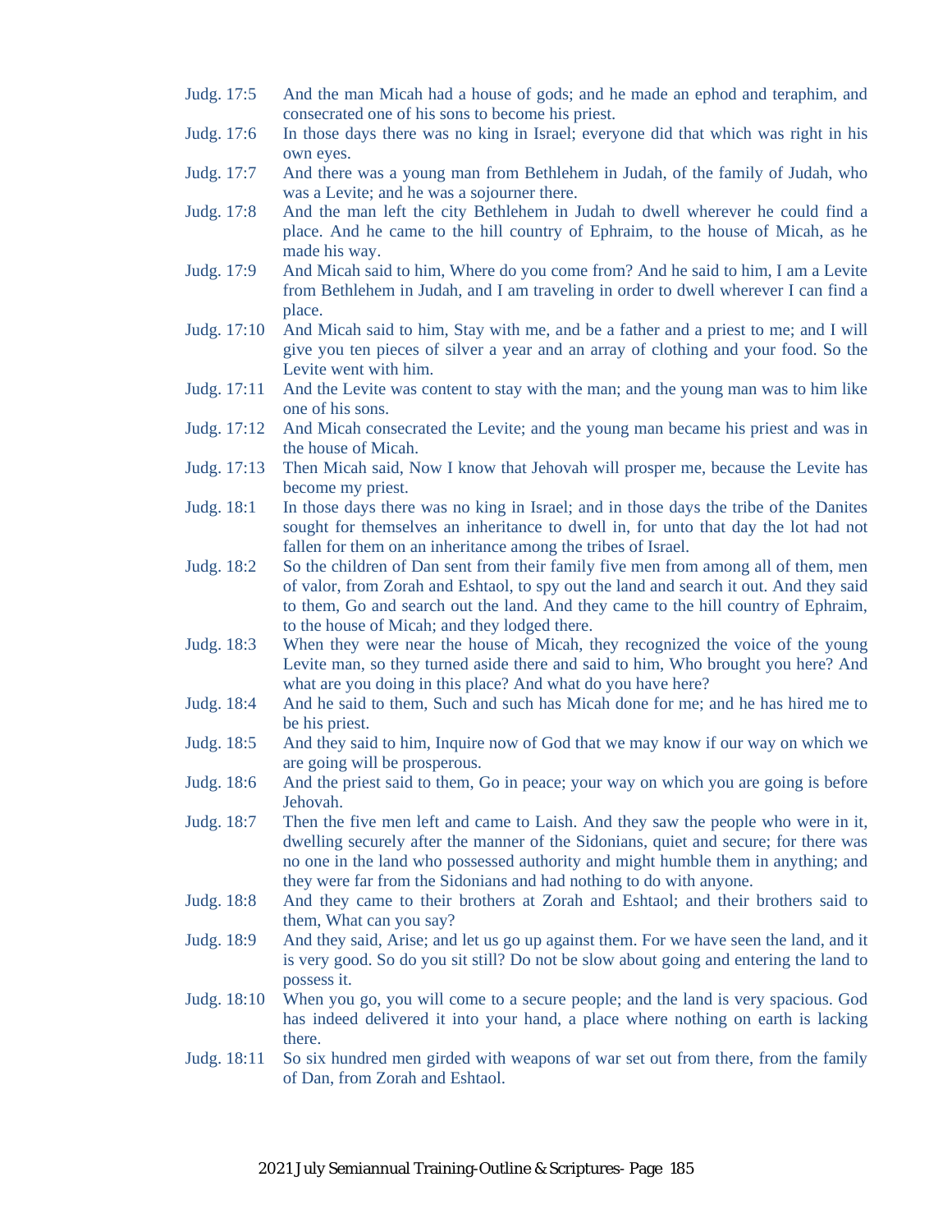Judg. 17:5 And the man Micah had a house of gods; and he made an ephod and teraphim, and consecrated one of his sons to become his priest.

Judg. 17:6 In those days there was no king in Israel; everyone did that which was right in his own eyes.

Judg. 17:7 And there was a young man from Bethlehem in Judah, of the family of Judah, who was a Levite; and he was a sojourner there.

Judg. 17:8 And the man left the city Bethlehem in Judah to dwell wherever he could find a place. And he came to the hill country of Ephraim, to the house of Micah, as he made his way.

Judg. 17:9 And Micah said to him, Where do you come from? And he said to him, I am a Levite from Bethlehem in Judah, and I am traveling in order to dwell wherever I can find a place.

Judg. 17:10 And Micah said to him, Stay with me, and be a father and a priest to me; and I will give you ten pieces of silver a year and an array of clothing and your food. So the Levite went with him.

Judg. 17:11 And the Levite was content to stay with the man; and the young man was to him like one of his sons.

Judg. 17:12 And Micah consecrated the Levite; and the young man became his priest and was in the house of Micah.

Judg. 17:13 Then Micah said, Now I know that Jehovah will prosper me, because the Levite has become my priest.

Judg. 18:1 In those days there was no king in Israel; and in those days the tribe of the Danites sought for themselves an inheritance to dwell in, for unto that day the lot had not fallen for them on an inheritance among the tribes of Israel.

Judg. 18:2 So the children of Dan sent from their family five men from among all of them, men of valor, from Zorah and Eshtaol, to spy out the land and search it out. And they said to them, Go and search out the land. And they came to the hill country of Ephraim, to the house of Micah; and they lodged there.

Judg. 18:3 When they were near the house of Micah, they recognized the voice of the young Levite man, so they turned aside there and said to him, Who brought you here? And what are you doing in this place? And what do you have here?

Judg. 18:4 And he said to them, Such and such has Micah done for me; and he has hired me to be his priest.

Judg. 18:5 And they said to him, Inquire now of God that we may know if our way on which we are going will be prosperous.

Judg. 18:6 And the priest said to them, Go in peace; your way on which you are going is before Jehovah.

Judg. 18:7 Then the five men left and came to Laish. And they saw the people who were in it, dwelling securely after the manner of the Sidonians, quiet and secure; for there was no one in the land who possessed authority and might humble them in anything; and they were far from the Sidonians and had nothing to do with anyone.

Judg. 18:8 And they came to their brothers at Zorah and Eshtaol; and their brothers said to them, What can you say?

Judg. 18:9 And they said, Arise; and let us go up against them. For we have seen the land, and it is very good. So do you sit still? Do not be slow about going and entering the land to possess it.

Judg. 18:10 When you go, you will come to a secure people; and the land is very spacious. God has indeed delivered it into your hand, a place where nothing on earth is lacking there.

Judg. 18:11 So six hundred men girded with weapons of war set out from there, from the family of Dan, from Zorah and Eshtaol.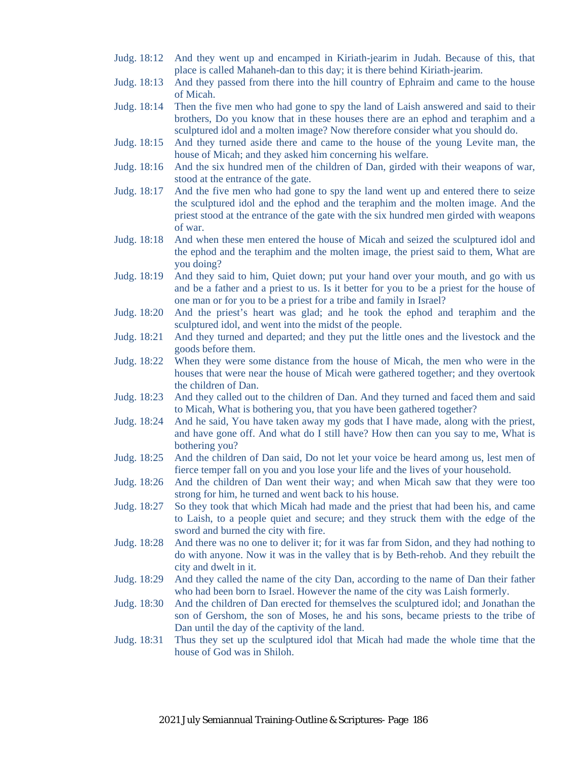Judg. 18:12 And they went up and encamped in Kiriath-jearim in Judah. Because of this, that place is called Mahaneh-dan to this day; it is there behind Kiriath-jearim.

Judg. 18:13 And they passed from there into the hill country of Ephraim and came to the house of Micah.

Judg. 18:14 Then the five men who had gone to spy the land of Laish answered and said to their brothers, Do you know that in these houses there are an ephod and teraphim and a sculptured idol and a molten image? Now therefore consider what you should do.

Judg. 18:15 And they turned aside there and came to the house of the young Levite man, the house of Micah; and they asked him concerning his welfare.

Judg. 18:16 And the six hundred men of the children of Dan, girded with their weapons of war, stood at the entrance of the gate.

Judg. 18:17 And the five men who had gone to spy the land went up and entered there to seize the sculptured idol and the ephod and the teraphim and the molten image. And the priest stood at the entrance of the gate with the six hundred men girded with weapons of war.

Judg. 18:18 And when these men entered the house of Micah and seized the sculptured idol and the ephod and the teraphim and the molten image, the priest said to them, What are you doing?

Judg. 18:19 And they said to him, Quiet down; put your hand over your mouth, and go with us and be a father and a priest to us. Is it better for you to be a priest for the house of one man or for you to be a priest for a tribe and family in Israel?

Judg. 18:20 And the priest's heart was glad; and he took the ephod and teraphim and the sculptured idol, and went into the midst of the people.

Judg. 18:21 And they turned and departed; and they put the little ones and the livestock and the goods before them.

Judg. 18:22 When they were some distance from the house of Micah, the men who were in the houses that were near the house of Micah were gathered together; and they overtook the children of Dan.

Judg. 18:23 And they called out to the children of Dan. And they turned and faced them and said to Micah, What is bothering you, that you have been gathered together?

Judg. 18:24 And he said, You have taken away my gods that I have made, along with the priest, and have gone off. And what do I still have? How then can you say to me, What is bothering you?

Judg. 18:25 And the children of Dan said, Do not let your voice be heard among us, lest men of fierce temper fall on you and you lose your life and the lives of your household.

Judg. 18:26 And the children of Dan went their way; and when Micah saw that they were too strong for him, he turned and went back to his house.

Judg. 18:27 So they took that which Micah had made and the priest that had been his, and came to Laish, to a people quiet and secure; and they struck them with the edge of the sword and burned the city with fire.

Judg. 18:28 And there was no one to deliver it; for it was far from Sidon, and they had nothing to do with anyone. Now it was in the valley that is by Beth-rehob. And they rebuilt the city and dwelt in it.

Judg. 18:29 And they called the name of the city Dan, according to the name of Dan their father who had been born to Israel. However the name of the city was Laish formerly.

Judg. 18:30 And the children of Dan erected for themselves the sculptured idol; and Jonathan the son of Gershom, the son of Moses, he and his sons, became priests to the tribe of Dan until the day of the captivity of the land.

Judg. 18:31 Thus they set up the sculptured idol that Micah had made the whole time that the house of God was in Shiloh.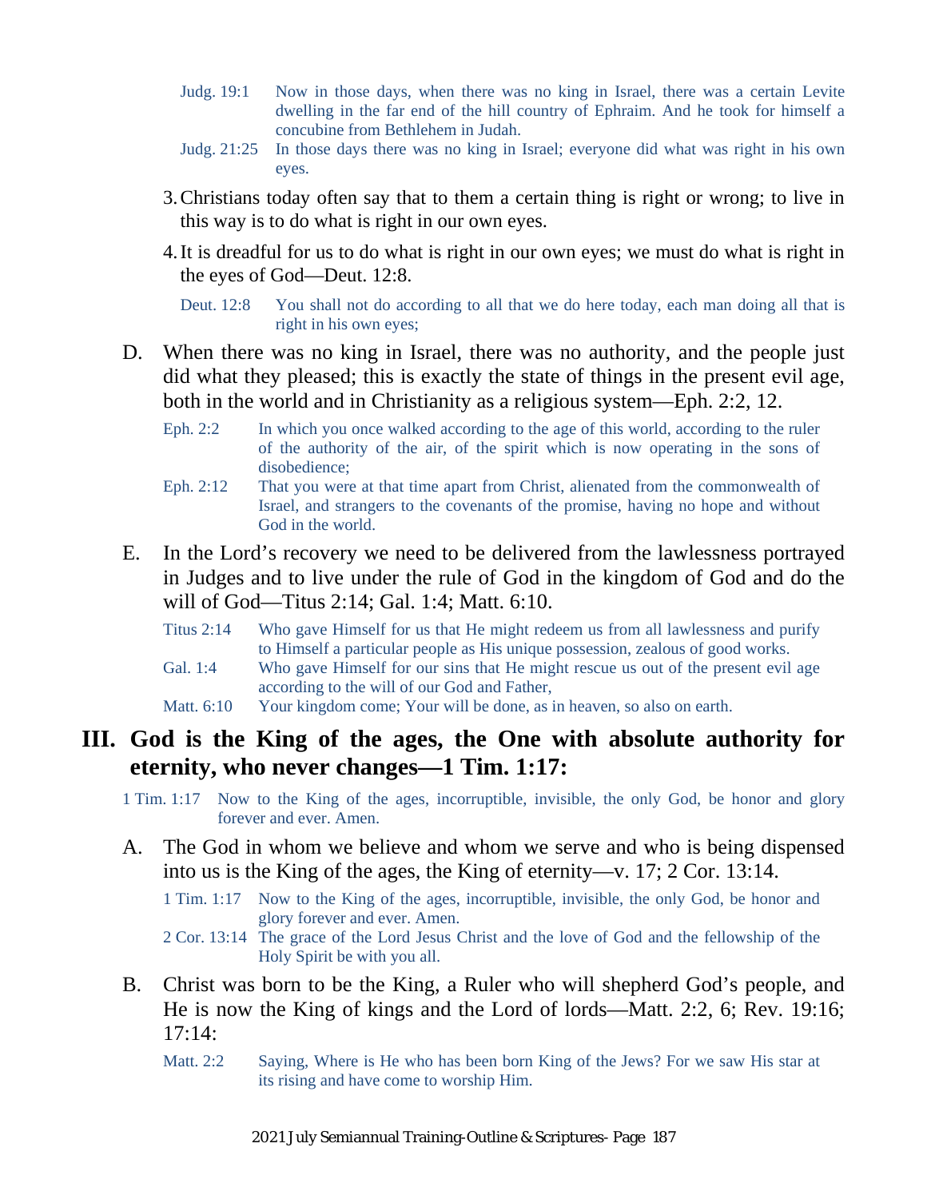Judg. 19:1 Now in those days, when there was no king in Israel, there was a certain Levite dwelling in the far end of the hill country of Ephraim. And he took for himself a concubine from Bethlehem in Judah.

Judg. 21:25 In those days there was no king in Israel; everyone did what was right in his own eyes.

3. Christians today often say that to them a certain thing is right or wrong; to live in this way is to do what is right in our own eyes.

4. It is dreadful for us to do what is right in our own eyes; we must do what is right in the eyes of God—Deut. 12:8.

Deut. 12:8 You shall not do according to all that we do here today, each man doing all that is right in his own eyes;

D. When there was no king in Israel, there was no authority, and the people just did what they pleased; this is exactly the state of things in the present evil age, both in the world and in Christianity as a religious system—Eph. 2:2, 12.

Eph. 2:2 In which you once walked according to the age of this world, according to the ruler of the authority of the air, of the spirit which is now operating in the sons of disobedience;

Eph. 2:12 That you were at that time apart from Christ, alienated from the commonwealth of Israel, and strangers to the covenants of the promise, having no hope and without God in the world.

E. In the Lord's recovery we need to be delivered from the lawlessness portrayed in Judges and to live under the rule of God in the kingdom of God and do the will of God—Titus 2:14; Gal. 1:4; Matt. 6:10.

Titus 2:14 Who gave Himself for us that He might redeem us from all lawlessness and purify to Himself a particular people as His unique possession, zealous of good works.

Gal. 1:4 Who gave Himself for our sins that He might rescue us out of the present evil age according to the will of our God and Father,

Matt. 6:10 Your kingdom come; Your will be done, as in heaven, so also on earth.

## III. God is the King of the ages, the One with absolute authority for eternity, who never changes—1 Tim. 1:17:

1 Tim. 1:17 Now to the King of the ages, incorruptible, invisible, the only God, be honor and glory forever and ever. Amen.

A. The God in whom we believe and whom we serve and who is being dispensed into us is the King of the ages, the King of eternity—v. 17; 2 Cor. 13:14.

1 Tim. 1:17 Now to the King of the ages, incorruptible, invisible, the only God, be honor and glory forever and ever. Amen.

2 Cor. 13:14 The grace of the Lord Jesus Christ and the love of God and the fellowship of the Holy Spirit be with you all.

B. Christ was born to be the King, a Ruler who will shepherd God's people, and He is now the King of kings and the Lord of lords—Matt. 2:2, 6; Rev. 19:16; 17:14:

Matt. 2:2 Saying, Where is He who has been born King of the Jews? For we saw His star at its rising and have come to worship Him.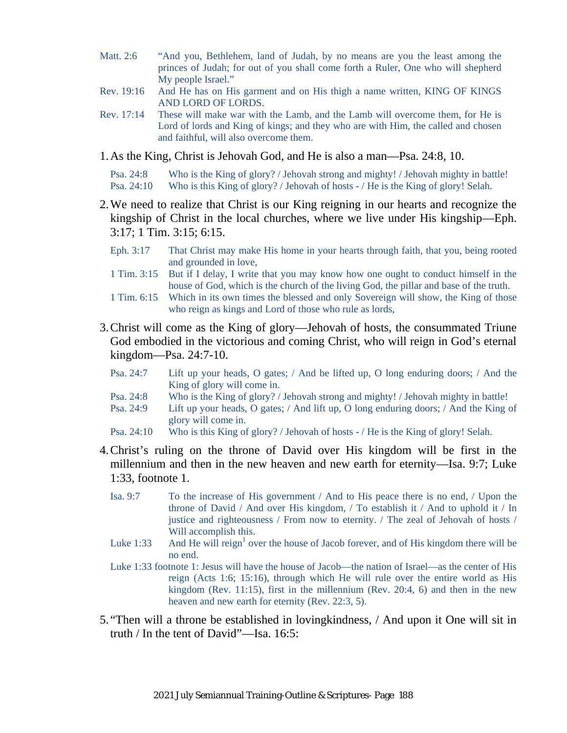Matt. 2:6 “And you, Bethlehem, land of Judah, by no means are you the least among the princes of Judah; for out of you shall come forth a Ruler, One who will shepherd My people Israel.”

Rev. 19:16 And He has on His garment and on His thigh a name written, KING OF KINGS AND LORD OF LORDS.

Rev. 17:14 These will make war with the Lamb, and the Lamb will overcome them, for He is Lord of lords and King of kings; and they who are with Him, the called and chosen and faithful, will also overcome them.

1. As the King, Christ is Jehovah God, and He is also a man—Psa. 24:8, 10.

   Psa. 24:8 Who is the King of glory? / Jehovah strong and mighty! / Jehovah mighty in battle!

   Psa. 24:10 Who is this King of glory? / Jehovah of hosts - / He is the King of glory! Selah.

2. We need to realize that Christ is our King reigning in our hearts and recognize the kingship of Christ in the local churches, where we live under His kingship—Eph. 3:17; 1 Tim. 3:15; 6:15.

   Eph. 3:17 That Christ may make His home in your hearts through faith, that you, being rooted and grounded in love,

   1 Tim. 3:15 But if I delay, I write that you may know how one ought to conduct himself in the house of God, which is the church of the living God, the pillar and base of the truth.

   1 Tim. 6:15 Which in its own times the blessed and only Sovereign will show, the King of those who reign as kings and Lord of those who rule as lords,

3. Christ will come as the King of glory—Jehovah of hosts, the consummated Triune God embodied in the victorious and coming Christ, who will reign in God’s eternal kingdom—Psa. 24:7-10.

   Psa. 24:7 Lift up your heads, O gates; / And be lifted up, O long enduring doors; / And the King of glory will come in.

   Psa. 24:8 Who is the King of glory? / Jehovah strong and mighty! / Jehovah mighty in battle!

   Psa. 24:9 Lift up your heads, O gates; / And lift up, O long enduring doors; / And the King of glory will come in.

   Psa. 24:10 Who is this King of glory? / Jehovah of hosts - / He is the King of glory! Selah.

4. Christ’s ruling on the throne of David over His kingdom will be first in the millennium and then in the new heaven and new earth for eternity—Isa. 9:7; Luke 1:33, footnote 1.

   Isa. 9:7 To the increase of His government / And to His peace there is no end, / Upon the throne of David / And over His kingdom, / To establish it / And to uphold it / In justice and righteousness / From now to eternity. / The zeal of Jehovah of hosts / Will accomplish this.

   Luke 1:33 And He will reign[1] over the house of Jacob forever, and of His kingdom there will be no end.

   Luke 1:33 footnote 1: Jesus will have the house of Jacob—the nation of Israel—as the center of His reign (Acts 1:6; 15:16), through which He will rule over the entire world as His kingdom (Rev. 11:15), first in the millennium (Rev. 20:4, 6) and then in the new heaven and new earth for eternity (Rev. 22:3, 5).

5. “Then will a throne be established in lovingkindness, / And upon it One will sit in truth / In the tent of David”—Isa. 16:5: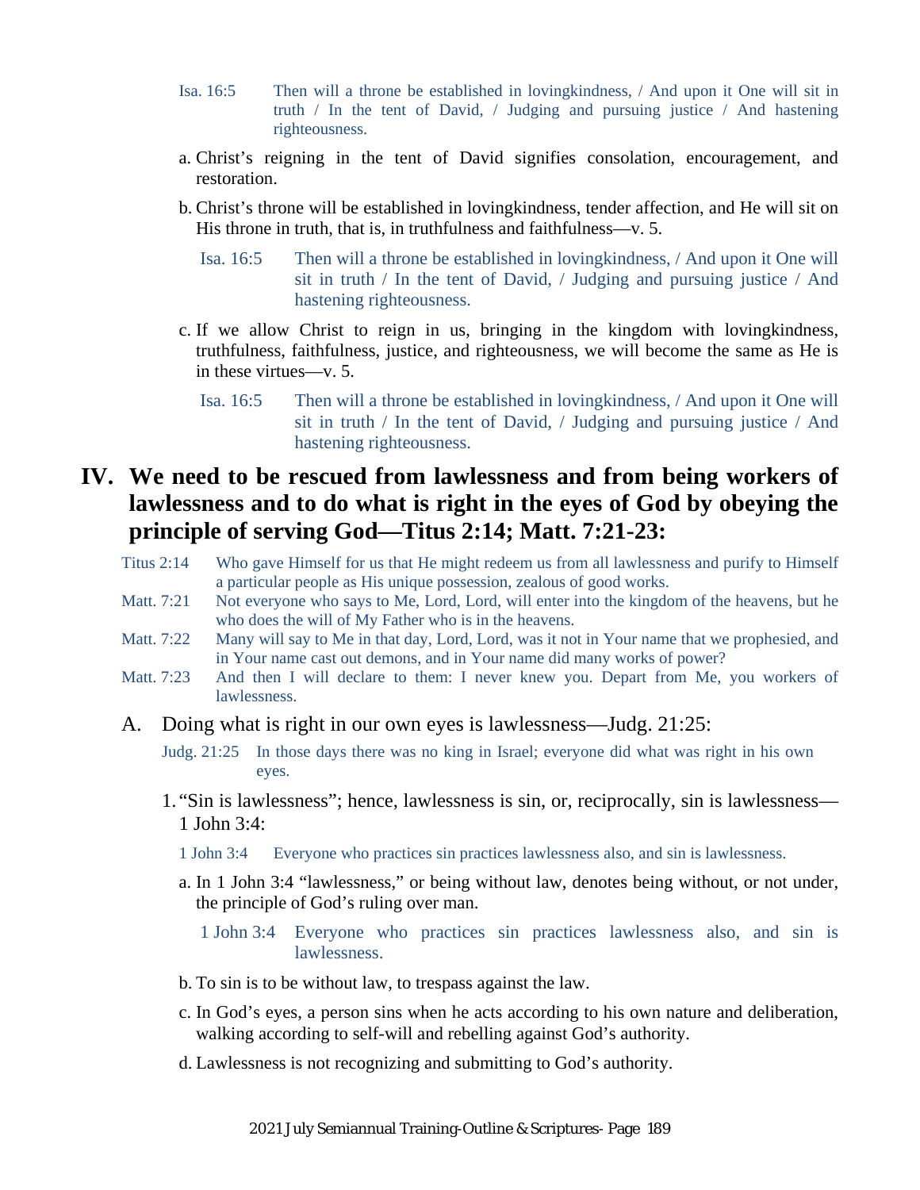Isa. 16:5 Then will a throne be established in lovingkindness, / And upon it One will sit in truth / In the tent of David, / Judging and pursuing justice / And hastening righteousness.

a. Christ's reigning in the tent of David signifies consolation, encouragement, and restoration.

b. Christ's throne will be established in lovingkindness, tender affection, and He will sit on His throne in truth, that is, in truthfulness and faithfulness—v. 5.

Isa. 16:5 Then will a throne be established in lovingkindness, / And upon it One will sit in truth / In the tent of David, / Judging and pursuing justice / And hastening righteousness.

c. If we allow Christ to reign in us, bringing in the kingdom with lovingkindness, truthfulness, faithfulness, justice, and righteousness, we will become the same as He is in these virtues—v. 5.

Isa. 16:5 Then will a throne be established in lovingkindness, / And upon it One will sit in truth / In the tent of David, / Judging and pursuing justice / And hastening righteousness.

## IV. We need to be rescued from lawlessness and from being workers of lawlessness and to do what is right in the eyes of God by obeying the principle of serving God—Titus 2:14; Matt. 7:21-23:

Titus 2:14 Who gave Himself for us that He might redeem us from all lawlessness and purify to Himself a particular people as His unique possession, zealous of good works.

Matt. 7:21 Not everyone who says to Me, Lord, Lord, will enter into the kingdom of the heavens, but he who does the will of My Father who is in the heavens.

Matt. 7:22 Many will say to Me in that day, Lord, Lord, was it not in Your name that we prophesied, and in Your name cast out demons, and in Your name did many works of power?

Matt. 7:23 And then I will declare to them: I never knew you. Depart from Me, you workers of lawlessness.

A. Doing what is right in our own eyes is lawlessness—Judg. 21:25:

Judg. 21:25 In those days there was no king in Israel; everyone did what was right in his own eyes.

1. "Sin is lawlessness"; hence, lawlessness is sin, or, reciprocally, sin is lawlessness—1 John 3:4:

1 John 3:4 Everyone who practices sin practices lawlessness also, and sin is lawlessness.

a. In 1 John 3:4 "lawlessness," or being without law, denotes being without, or not under, the principle of God's ruling over man.

1 John 3:4 Everyone who practices sin practices lawlessness also, and sin is lawlessness.

b. To sin is to be without law, to trespass against the law.

c. In God's eyes, a person sins when he acts according to his own nature and deliberation, walking according to self-will and rebelling against God's authority.

d. Lawlessness is not recognizing and submitting to God's authority.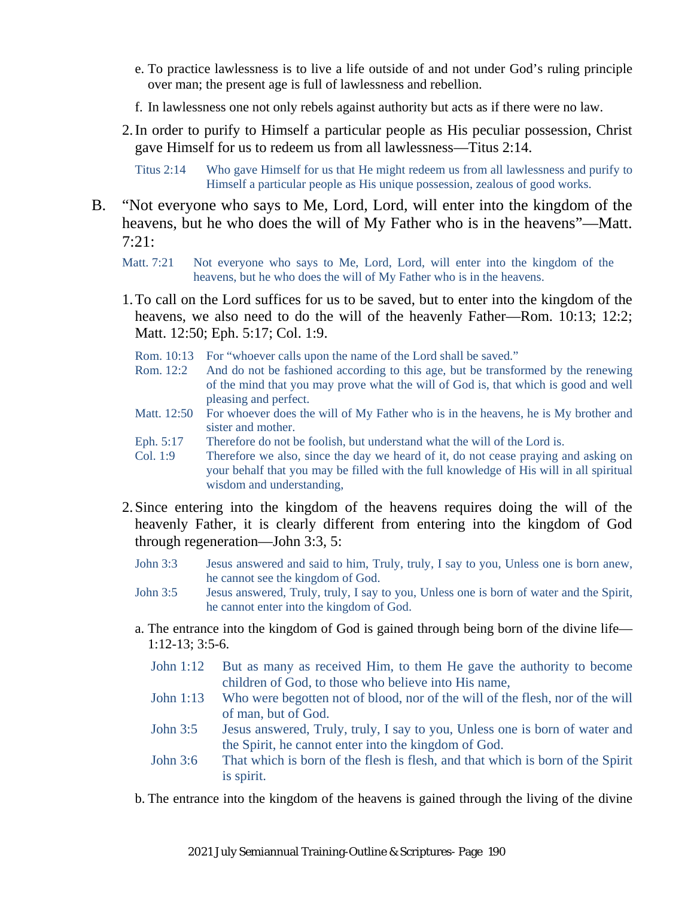e. To practice lawlessness is to live a life outside of and not under God's ruling principle over man; the present age is full of lawlessness and rebellion.

f. In lawlessness one not only rebels against authority but acts as if there were no law.

2. In order to purify to Himself a particular people as His peculiar possession, Christ gave Himself for us to redeem us from all lawlessness—Titus 2:14.

Titus 2:14 Who gave Himself for us that He might redeem us from all lawlessness and purify to Himself a particular people as His unique possession, zealous of good works.

B. "Not everyone who says to Me, Lord, Lord, will enter into the kingdom of the heavens, but he who does the will of My Father who is in the heavens"—Matt. 7:21:

Matt. 7:21 Not everyone who says to Me, Lord, Lord, will enter into the kingdom of the heavens, but he who does the will of My Father who is in the heavens.

1. To call on the Lord suffices for us to be saved, but to enter into the kingdom of the heavens, we also need to do the will of the heavenly Father—Rom. 10:13; 12:2; Matt. 12:50; Eph. 5:17; Col. 1:9.

Rom. 10:13 For "whoever calls upon the name of the Lord shall be saved."
Rom. 12:2 And do not be fashioned according to this age, but be transformed by the renewing of the mind that you may prove what the will of God is, that which is good and well pleasing and perfect.
Matt. 12:50 For whoever does the will of My Father who is in the heavens, he is My brother and sister and mother.
Eph. 5:17 Therefore do not be foolish, but understand what the will of the Lord is.
Col. 1:9 Therefore we also, since the day we heard of it, do not cease praying and asking on your behalf that you may be filled with the full knowledge of His will in all spiritual wisdom and understanding,

2. Since entering into the kingdom of the heavens requires doing the will of the heavenly Father, it is clearly different from entering into the kingdom of God through regeneration—John 3:3, 5:

John 3:3 Jesus answered and said to him, Truly, truly, I say to you, Unless one is born anew, he cannot see the kingdom of God.
John 3:5 Jesus answered, Truly, truly, I say to you, Unless one is born of water and the Spirit, he cannot enter into the kingdom of God.

a. The entrance into the kingdom of God is gained through being born of the divine life—1:12-13; 3:5-6.

John 1:12 But as many as received Him, to them He gave the authority to become children of God, to those who believe into His name,
John 1:13 Who were begotten not of blood, nor of the will of the flesh, nor of the will of man, but of God.
John 3:5 Jesus answered, Truly, truly, I say to you, Unless one is born of water and the Spirit, he cannot enter into the kingdom of God.
John 3:6 That which is born of the flesh is flesh, and that which is born of the Spirit is spirit.

b. The entrance into the kingdom of the heavens is gained through the living of the divine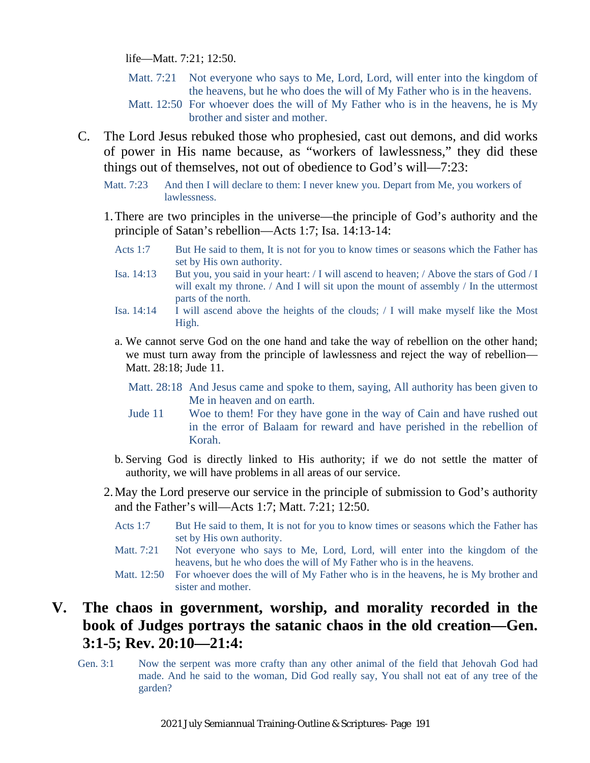life—Matt. 7:21; 12:50.

Matt. 7:21 Not everyone who says to Me, Lord, Lord, will enter into the kingdom of the heavens, but he who does the will of My Father who is in the heavens.
Matt. 12:50 For whoever does the will of My Father who is in the heavens, he is My brother and sister and mother.

C. The Lord Jesus rebuked those who prophesied, cast out demons, and did works of power in His name because, as "workers of lawlessness," they did these things out of themselves, not out of obedience to God's will—7:23:

Matt. 7:23 And then I will declare to them: I never knew you. Depart from Me, you workers of lawlessness.

1. There are two principles in the universe—the principle of God's authority and the principle of Satan's rebellion—Acts 1:7; Isa. 14:13-14:

Acts 1:7 But He said to them, It is not for you to know times or seasons which the Father has set by His own authority.
Isa. 14:13 But you, you said in your heart: / I will ascend to heaven; / Above the stars of God / I will exalt my throne. / And I will sit upon the mount of assembly / In the uttermost parts of the north.
Isa. 14:14 I will ascend above the heights of the clouds; / I will make myself like the Most High.

a. We cannot serve God on the one hand and take the way of rebellion on the other hand; we must turn away from the principle of lawlessness and reject the way of rebellion—Matt. 28:18; Jude 11.

Matt. 28:18 And Jesus came and spoke to them, saying, All authority has been given to Me in heaven and on earth.
Jude 11 Woe to them! For they have gone in the way of Cain and have rushed out in the error of Balaam for reward and have perished in the rebellion of Korah.

b. Serving God is directly linked to His authority; if we do not settle the matter of authority, we will have problems in all areas of our service.

2. May the Lord preserve our service in the principle of submission to God's authority and the Father's will—Acts 1:7; Matt. 7:21; 12:50.

Acts 1:7 But He said to them, It is not for you to know times or seasons which the Father has set by His own authority.
Matt. 7:21 Not everyone who says to Me, Lord, Lord, will enter into the kingdom of the heavens, but he who does the will of My Father who is in the heavens.
Matt. 12:50 For whoever does the will of My Father who is in the heavens, he is My brother and sister and mother.

## V. The chaos in government, worship, and morality recorded in the book of Judges portrays the satanic chaos in the old creation—Gen. 3:1-5; Rev. 20:10—21:4:

Gen. 3:1 Now the serpent was more crafty than any other animal of the field that Jehovah God had made. And he said to the woman, Did God really say, You shall not eat of any tree of the garden?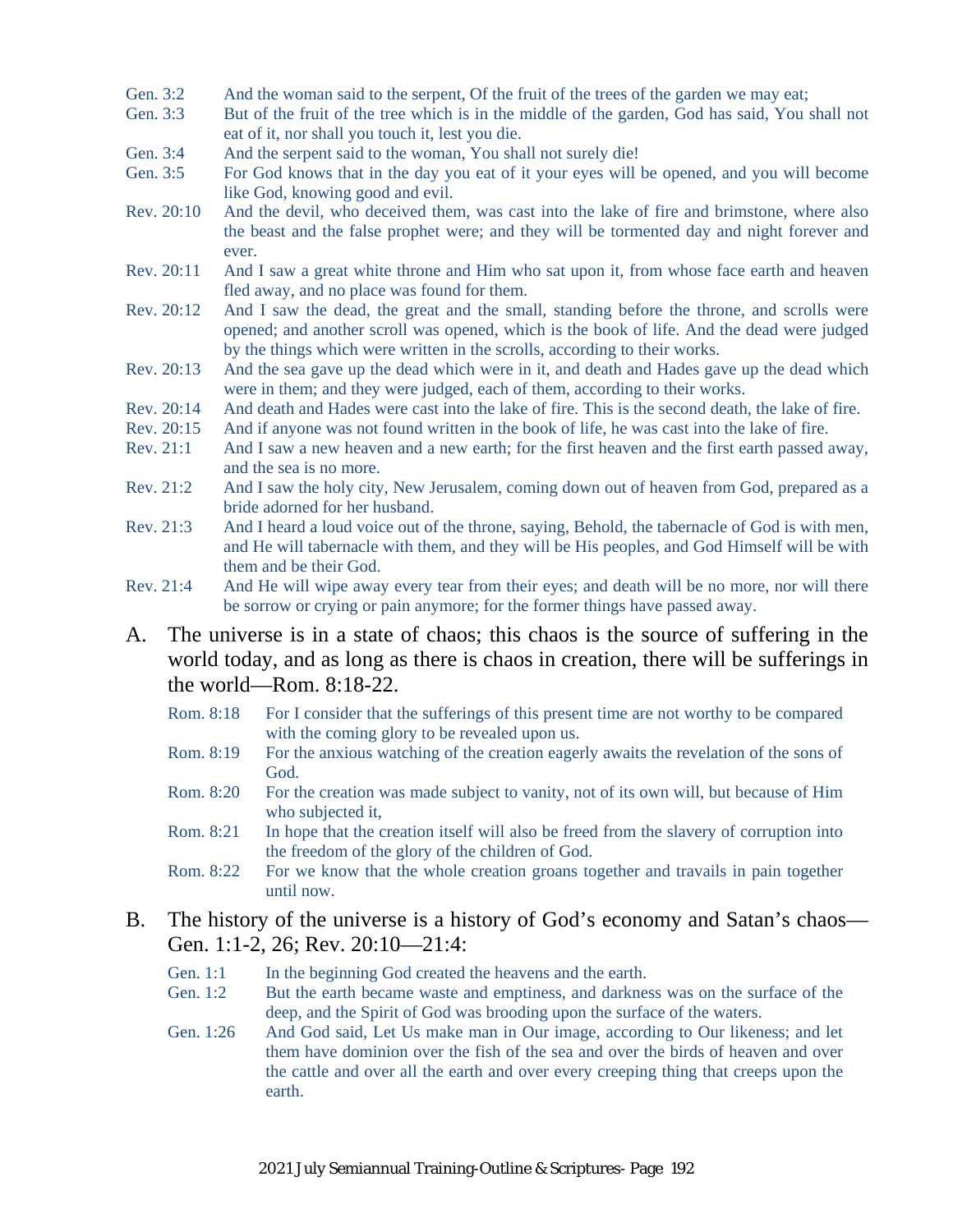Gen. 3:2 And the woman said to the serpent, Of the fruit of the trees of the garden we may eat;

Gen. 3:3 But of the fruit of the tree which is in the middle of the garden, God has said, You shall not eat of it, nor shall you touch it, lest you die.

Gen. 3:4 And the serpent said to the woman, You shall not surely die!

Gen. 3:5 For God knows that in the day you eat of it your eyes will be opened, and you will become like God, knowing good and evil.

Rev. 20:10 And the devil, who deceived them, was cast into the lake of fire and brimstone, where also the beast and the false prophet were; and they will be tormented day and night forever and ever.

Rev. 20:11 And I saw a great white throne and Him who sat upon it, from whose face earth and heaven fled away, and no place was found for them.

Rev. 20:12 And I saw the dead, the great and the small, standing before the throne, and scrolls were opened; and another scroll was opened, which is the book of life. And the dead were judged by the things which were written in the scrolls, according to their works.

Rev. 20:13 And the sea gave up the dead which were in it, and death and Hades gave up the dead which were in them; and they were judged, each of them, according to their works.

Rev. 20:14 And death and Hades were cast into the lake of fire. This is the second death, the lake of fire.

Rev. 20:15 And if anyone was not found written in the book of life, he was cast into the lake of fire.

Rev. 21:1 And I saw a new heaven and a new earth; for the first heaven and the first earth passed away, and the sea is no more.

Rev. 21:2 And I saw the holy city, New Jerusalem, coming down out of heaven from God, prepared as a bride adorned for her husband.

Rev. 21:3 And I heard a loud voice out of the throne, saying, Behold, the tabernacle of God is with men, and He will tabernacle with them, and they will be His peoples, and God Himself will be with them and be their God.

Rev. 21:4 And He will wipe away every tear from their eyes; and death will be no more, nor will there be sorrow or crying or pain anymore; for the former things have passed away.

A. The universe is in a state of chaos; this chaos is the source of suffering in the world today, and as long as there is chaos in creation, there will be sufferings in the world—Rom. 8:18-22.

Rom. 8:18 For I consider that the sufferings of this present time are not worthy to be compared with the coming glory to be revealed upon us.

Rom. 8:19 For the anxious watching of the creation eagerly awaits the revelation of the sons of God.

Rom. 8:20 For the creation was made subject to vanity, not of its own will, but because of Him who subjected it,

Rom. 8:21 In hope that the creation itself will also be freed from the slavery of corruption into the freedom of the glory of the children of God.

Rom. 8:22 For we know that the whole creation groans together and travails in pain together until now.

B. The history of the universe is a history of God's economy and Satan's chaos—Gen. 1:1-2, 26; Rev. 20:10—21:4:

Gen. 1:1 In the beginning God created the heavens and the earth.

Gen. 1:2 But the earth became waste and emptiness, and darkness was on the surface of the deep, and the Spirit of God was brooding upon the surface of the waters.

Gen. 1:26 And God said, Let Us make man in Our image, according to Our likeness; and let them have dominion over the fish of the sea and over the birds of heaven and over the cattle and over all the earth and over every creeping thing that creeps upon the earth.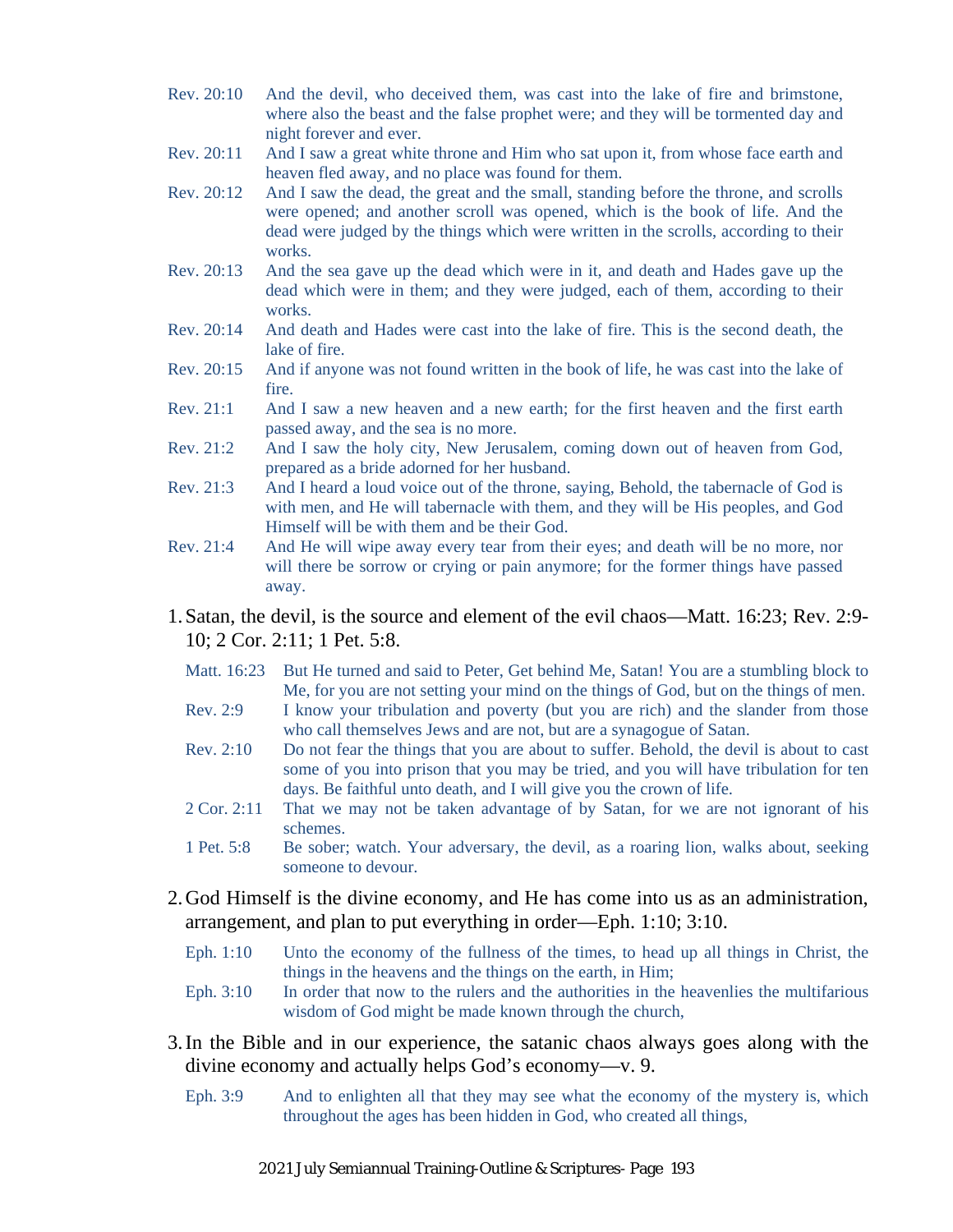Rev. 20:10 And the devil, who deceived them, was cast into the lake of fire and brimstone, where also the beast and the false prophet were; and they will be tormented day and night forever and ever.

Rev. 20:11 And I saw a great white throne and Him who sat upon it, from whose face earth and heaven fled away, and no place was found for them.

Rev. 20:12 And I saw the dead, the great and the small, standing before the throne, and scrolls were opened; and another scroll was opened, which is the book of life. And the dead were judged by the things which were written in the scrolls, according to their works.

Rev. 20:13 And the sea gave up the dead which were in it, and death and Hades gave up the dead which were in them; and they were judged, each of them, according to their works.

Rev. 20:14 And death and Hades were cast into the lake of fire. This is the second death, the lake of fire.

Rev. 20:15 And if anyone was not found written in the book of life, he was cast into the lake of fire.

Rev. 21:1 And I saw a new heaven and a new earth; for the first heaven and the first earth passed away, and the sea is no more.

Rev. 21:2 And I saw the holy city, New Jerusalem, coming down out of heaven from God, prepared as a bride adorned for her husband.

Rev. 21:3 And I heard a loud voice out of the throne, saying, Behold, the tabernacle of God is with men, and He will tabernacle with them, and they will be His peoples, and God Himself will be with them and be their God.

Rev. 21:4 And He will wipe away every tear from their eyes; and death will be no more, nor will there be sorrow or crying or pain anymore; for the former things have passed away.

1. Satan, the devil, is the source and element of the evil chaos—Matt. 16:23; Rev. 2:9-10; 2 Cor. 2:11; 1 Pet. 5:8.

   Matt. 16:23 But He turned and said to Peter, Get behind Me, Satan! You are a stumbling block to Me, for you are not setting your mind on the things of God, but on the things of men.

   Rev. 2:9 I know your tribulation and poverty (but you are rich) and the slander from those who call themselves Jews and are not, but are a synagogue of Satan.

   Rev. 2:10 Do not fear the things that you are about to suffer. Behold, the devil is about to cast some of you into prison that you may be tried, and you will have tribulation for ten days. Be faithful unto death, and I will give you the crown of life.

   2 Cor. 2:11 That we may not be taken advantage of by Satan, for we are not ignorant of his schemes.

   1 Pet. 5:8 Be sober; watch. Your adversary, the devil, as a roaring lion, walks about, seeking someone to devour.

2. God Himself is the divine economy, and He has come into us as an administration, arrangement, and plan to put everything in order—Eph. 1:10; 3:10.

   Eph. 1:10 Unto the economy of the fullness of the times, to head up all things in Christ, the things in the heavens and the things on the earth, in Him;

   Eph. 3:10 In order that now to the rulers and the authorities in the heavenlies the multifarious wisdom of God might be made known through the church,

3. In the Bible and in our experience, the satanic chaos always goes along with the divine economy and actually helps God's economy—v. 9.

   Eph. 3:9 And to enlighten all that they may see what the economy of the mystery is, which throughout the ages has been hidden in God, who created all things,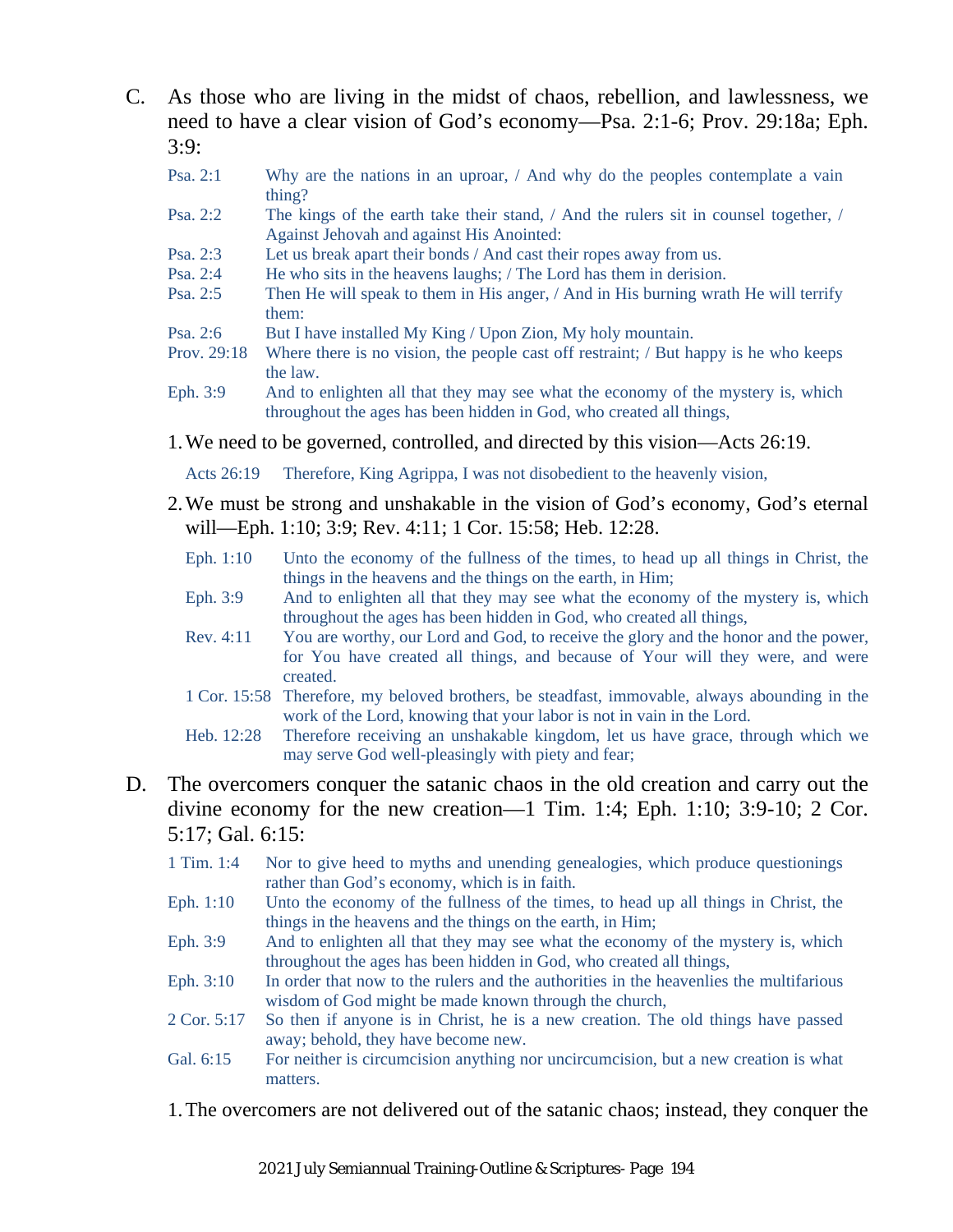C. As those who are living in the midst of chaos, rebellion, and lawlessness, we need to have a clear vision of God's economy—Psa. 2:1-6; Prov. 29:18a; Eph. 3:9:

| | |
|---|---|
| Psa. 2:1 | Why are the nations in an uproar, / And why do the peoples contemplate a vain thing? |
| Psa. 2:2 | The kings of the earth take their stand, / And the rulers sit in counsel together, / Against Jehovah and against His Anointed: |
| Psa. 2:3 | Let us break apart their bonds / And cast their ropes away from us. |
| Psa. 2:4 | He who sits in the heavens laughs; / The Lord has them in derision. |
| Psa. 2:5 | Then He will speak to them in His anger, / And in His burning wrath He will terrify them: |
| Psa. 2:6 | But I have installed My King / Upon Zion, My holy mountain. |
| Prov. 29:18 | Where there is no vision, the people cast off restraint; / But happy is he who keeps the law. |
| Eph. 3:9 | And to enlighten all that they may see what the economy of the mystery is, which throughout the ages has been hidden in God, who created all things, |

1. We need to be governed, controlled, and directed by this vision—Acts 26:19.

| | |
|---|---|
| Acts 26:19 | Therefore, King Agrippa, I was not disobedient to the heavenly vision, |

2. We must be strong and unshakable in the vision of God's economy, God's eternal will—Eph. 1:10; 3:9; Rev. 4:11; 1 Cor. 15:58; Heb. 12:28.

| | |
|---|---|
| Eph. 1:10 | Unto the economy of the fullness of the times, to head up all things in Christ, the things in the heavens and the things on the earth, in Him; |
| Eph. 3:9 | And to enlighten all that they may see what the economy of the mystery is, which throughout the ages has been hidden in God, who created all things, |
| Rev. 4:11 | You are worthy, our Lord and God, to receive the glory and the honor and the power, for You have created all things, and because of Your will they were, and were created. |
| 1 Cor. 15:58 | Therefore, my beloved brothers, be steadfast, immovable, always abounding in the work of the Lord, knowing that your labor is not in vain in the Lord. |
| Heb. 12:28 | Therefore receiving an unshakable kingdom, let us have grace, through which we may serve God well-pleasingly with piety and fear; |

D. The overcomers conquer the satanic chaos in the old creation and carry out the divine economy for the new creation—1 Tim. 1:4; Eph. 1:10; 3:9-10; 2 Cor. 5:17; Gal. 6:15:

| | |
|---|---|
| 1 Tim. 1:4 | Nor to give heed to myths and unending genealogies, which produce questionings rather than God's economy, which is in faith. |
| Eph. 1:10 | Unto the economy of the fullness of the times, to head up all things in Christ, the things in the heavens and the things on the earth, in Him; |
| Eph. 3:9 | And to enlighten all that they may see what the economy of the mystery is, which throughout the ages has been hidden in God, who created all things, |
| Eph. 3:10 | In order that now to the rulers and the authorities in the heavenlies the multifarious wisdom of God might be made known through the church, |
| 2 Cor. 5:17 | So then if anyone is in Christ, he is a new creation. The old things have passed away; behold, they have become new. |
| Gal. 6:15 | For neither is circumcision anything nor uncircumcision, but a new creation is what matters. |

1. The overcomers are not delivered out of the satanic chaos; instead, they conquer the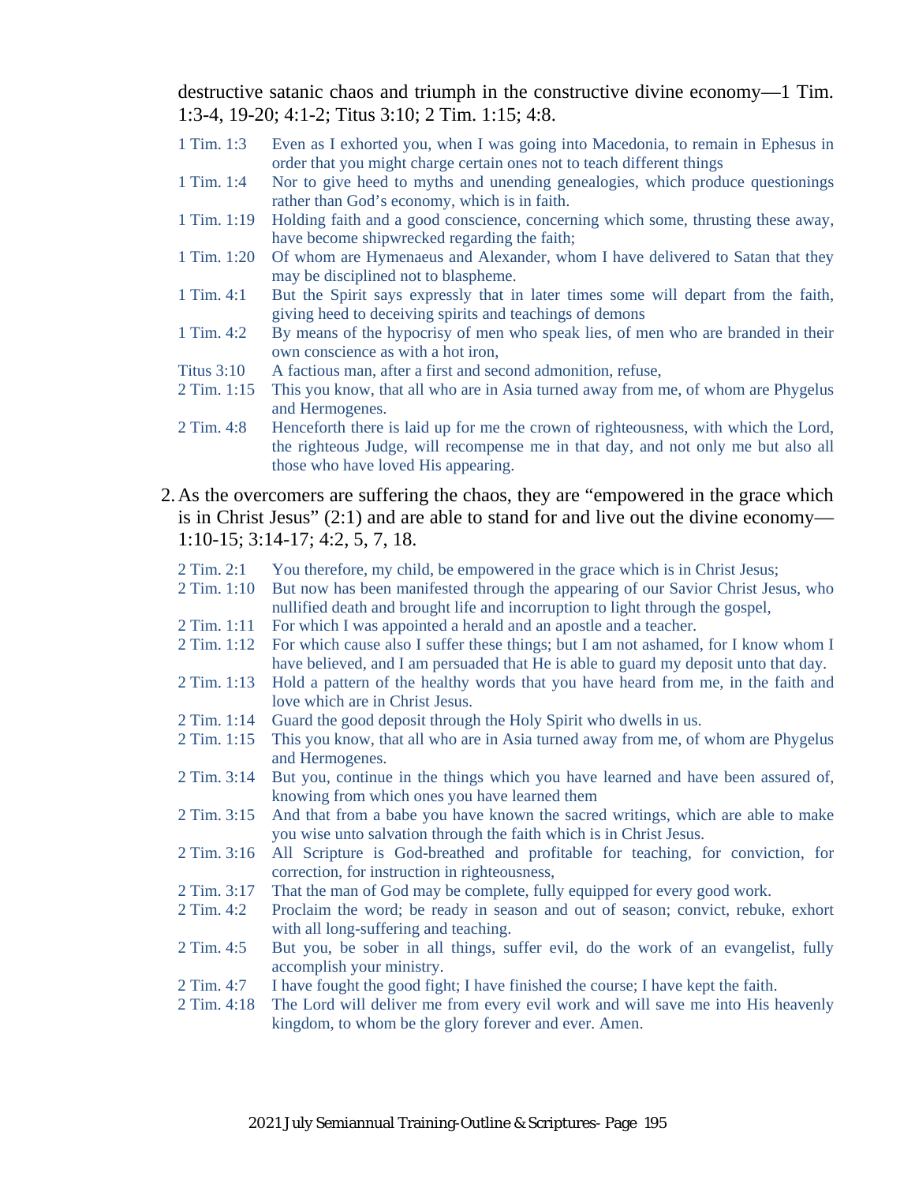destructive satanic chaos and triumph in the constructive divine economy—1 Tim. 1:3-4, 19-20; 4:1-2; Titus 3:10; 2 Tim. 1:15; 4:8.

| | |
|---|---|
| 1 Tim. 1:3 | Even as I exhorted you, when I was going into Macedonia, to remain in Ephesus in order that you might charge certain ones not to teach different things |
| 1 Tim. 1:4 | Nor to give heed to myths and unending genealogies, which produce questionings rather than God's economy, which is in faith. |
| 1 Tim. 1:19 | Holding faith and a good conscience, concerning which some, thrusting these away, have become shipwrecked regarding the faith; |
| 1 Tim. 1:20 | Of whom are Hymenaeus and Alexander, whom I have delivered to Satan that they may be disciplined not to blaspheme. |
| 1 Tim. 4:1 | But the Spirit says expressly that in later times some will depart from the faith, giving heed to deceiving spirits and teachings of demons |
| 1 Tim. 4:2 | By means of the hypocrisy of men who speak lies, of men who are branded in their own conscience as with a hot iron, |
| Titus 3:10 | A factious man, after a first and second admonition, refuse, |
| 2 Tim. 1:15 | This you know, that all who are in Asia turned away from me, of whom are Phygelus and Hermogenes. |
| 2 Tim. 4:8 | Henceforth there is laid up for me the crown of righteousness, with which the Lord, the righteous Judge, will recompense me in that day, and not only me but also all those who have loved His appearing. |

2. As the overcomers are suffering the chaos, they are "empowered in the grace which is in Christ Jesus" (2:1) and are able to stand for and live out the divine economy—1:10-15; 3:14-17; 4:2, 5, 7, 18.

| | |
|---|---|
| 2 Tim. 2:1 | You therefore, my child, be empowered in the grace which is in Christ Jesus; |
| 2 Tim. 1:10 | But now has been manifested through the appearing of our Savior Christ Jesus, who nullified death and brought life and incorruption to light through the gospel, |
| 2 Tim. 1:11 | For which I was appointed a herald and an apostle and a teacher. |
| 2 Tim. 1:12 | For which cause also I suffer these things; but I am not ashamed, for I know whom I have believed, and I am persuaded that He is able to guard my deposit unto that day. |
| 2 Tim. 1:13 | Hold a pattern of the healthy words that you have heard from me, in the faith and love which are in Christ Jesus. |
| 2 Tim. 1:14 | Guard the good deposit through the Holy Spirit who dwells in us. |
| 2 Tim. 1:15 | This you know, that all who are in Asia turned away from me, of whom are Phygelus and Hermogenes. |
| 2 Tim. 3:14 | But you, continue in the things which you have learned and have been assured of, knowing from which ones you have learned them |
| 2 Tim. 3:15 | And that from a babe you have known the sacred writings, which are able to make you wise unto salvation through the faith which is in Christ Jesus. |
| 2 Tim. 3:16 | All Scripture is God-breathed and profitable for teaching, for conviction, for correction, for instruction in righteousness, |
| 2 Tim. 3:17 | That the man of God may be complete, fully equipped for every good work. |
| 2 Tim. 4:2 | Proclaim the word; be ready in season and out of season; convict, rebuke, exhort with all long-suffering and teaching. |
| 2 Tim. 4:5 | But you, be sober in all things, suffer evil, do the work of an evangelist, fully accomplish your ministry. |
| 2 Tim. 4:7 | I have fought the good fight; I have finished the course; I have kept the faith. |
| 2 Tim. 4:18 | The Lord will deliver me from every evil work and will save me into His heavenly kingdom, to whom be the glory forever and ever. Amen. |